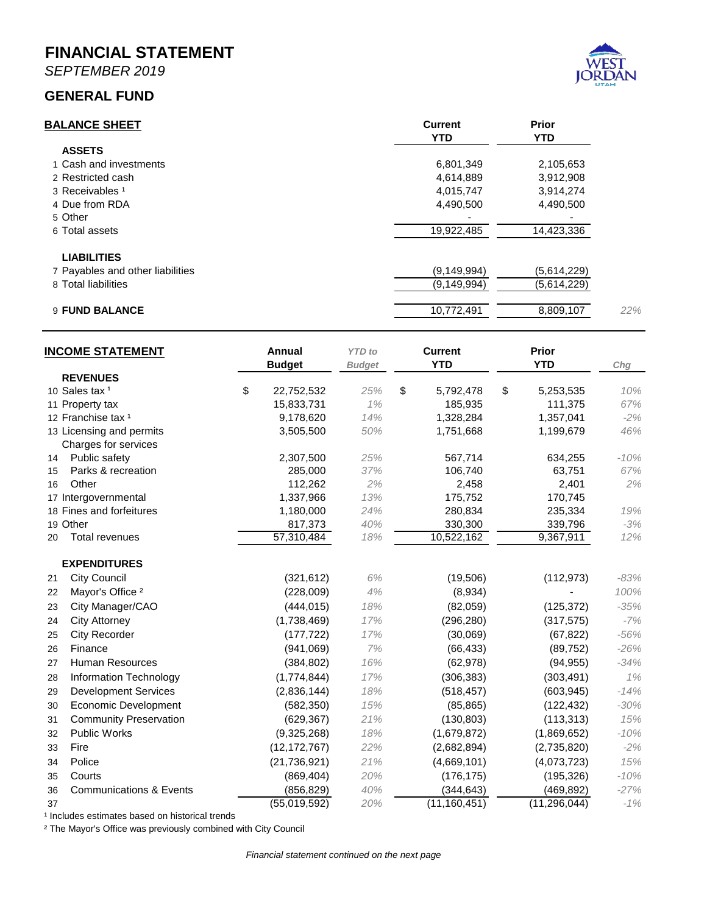# FINANCIAL STATEMENT

*SEPTEMBER 2019*

## GENERAL FUND

### BALANCE SHEET

| | | Current YTD | Prior YTD | |
|---|---|---|---|---|
| | **ASSETS** | | | |
| 1 | Cash and investments | 6,801,349 | 2,105,653 | |
| 2 | Restricted cash | 4,614,889 | 3,912,908 | |
| 3 | Receivables [1] | 4,015,747 | 3,914,274 | |
| 4 | Due from RDA | 4,490,500 | 4,490,500 | |
| 5 | Other | - | - | |
| 6 | Total assets | 19,922,485 | 14,423,336 | |
| | **LIABILITIES** | | | |
| 7 | Payables and other liabilities | (9,149,994) | (5,614,229) | |
| 8 | Total liabilities | (9,149,994) | (5,614,229) | |
| 9 | **FUND BALANCE** | 10,772,491 | 8,809,107 | *22%* |

### INCOME STATEMENT

| | | Annual Budget | *YTD to Budget* | Current YTD | Prior YTD | *Chg* |
|---|---|---|---|---|---|---|
| | **REVENUES** | | | | | |
| 10 | Sales tax [1] | $ 22,752,532 | *25%* | $ 5,792,478 | $ 5,253,535 | *10%* |
| 11 | Property tax | 15,833,731 | *1%* | 185,935 | 111,375 | *67%* |
| 12 | Franchise tax [1] | 9,178,620 | *14%* | 1,328,284 | 1,357,041 | *-2%* |
| 13 | Licensing and permits | 3,505,500 | *50%* | 1,751,668 | 1,199,679 | *46%* |
| | Charges for services | | | | | |
| 14 | Public safety | 2,307,500 | *25%* | 567,714 | 634,255 | *-10%* |
| 15 | Parks & recreation | 285,000 | *37%* | 106,740 | 63,751 | *67%* |
| 16 | Other | 112,262 | *2%* | 2,458 | 2,401 | *2%* |
| 17 | Intergovernmental | 1,337,966 | *13%* | 175,752 | 170,745 | |
| 18 | Fines and forfeitures | 1,180,000 | *24%* | 280,834 | 235,334 | *19%* |
| 19 | Other | 817,373 | *40%* | 330,300 | 339,796 | *-3%* |
| 20 | Total revenues | 57,310,484 | *18%* | 10,522,162 | 9,367,911 | *12%* |
| | **EXPENDITURES** | | | | | |
| 21 | City Council | (321,612) | *6%* | (19,506) | (112,973) | *-83%* |
| 22 | Mayor's Office [2] | (228,009) | *4%* | (8,934) | - | *100%* |
| 23 | City Manager/CAO | (444,015) | *18%* | (82,059) | (125,372) | *-35%* |
| 24 | City Attorney | (1,738,469) | *17%* | (296,280) | (317,575) | *-7%* |
| 25 | City Recorder | (177,722) | *17%* | (30,069) | (67,822) | *-56%* |
| 26 | Finance | (941,069) | *7%* | (66,433) | (89,752) | *-26%* |
| 27 | Human Resources | (384,802) | *16%* | (62,978) | (94,955) | *-34%* |
| 28 | Information Technology | (1,774,844) | *17%* | (306,383) | (303,491) | *1%* |
| 29 | Development Services | (2,836,144) | *18%* | (518,457) | (603,945) | *-14%* |
| 30 | Economic Development | (582,350) | *15%* | (85,865) | (122,432) | *-30%* |
| 31 | Community Preservation | (629,367) | *21%* | (130,803) | (113,313) | *15%* |
| 32 | Public Works | (9,325,268) | *18%* | (1,679,872) | (1,869,652) | *-10%* |
| 33 | Fire | (12,172,767) | *22%* | (2,682,894) | (2,735,820) | *-2%* |
| 34 | Police | (21,736,921) | *21%* | (4,669,101) | (4,073,723) | *15%* |
| 35 | Courts | (869,404) | *20%* | (176,175) | (195,326) | *-10%* |
| 36 | Communications & Events | (856,829) | *40%* | (344,643) | (469,892) | *-27%* |
| 37 | | (55,019,592) | *20%* | (11,160,451) | (11,296,044) | *-1%* |

[1] Includes estimates based on historical trends

[2] The Mayor's Office was previously combined with City Council

*Financial statement continued on the next page*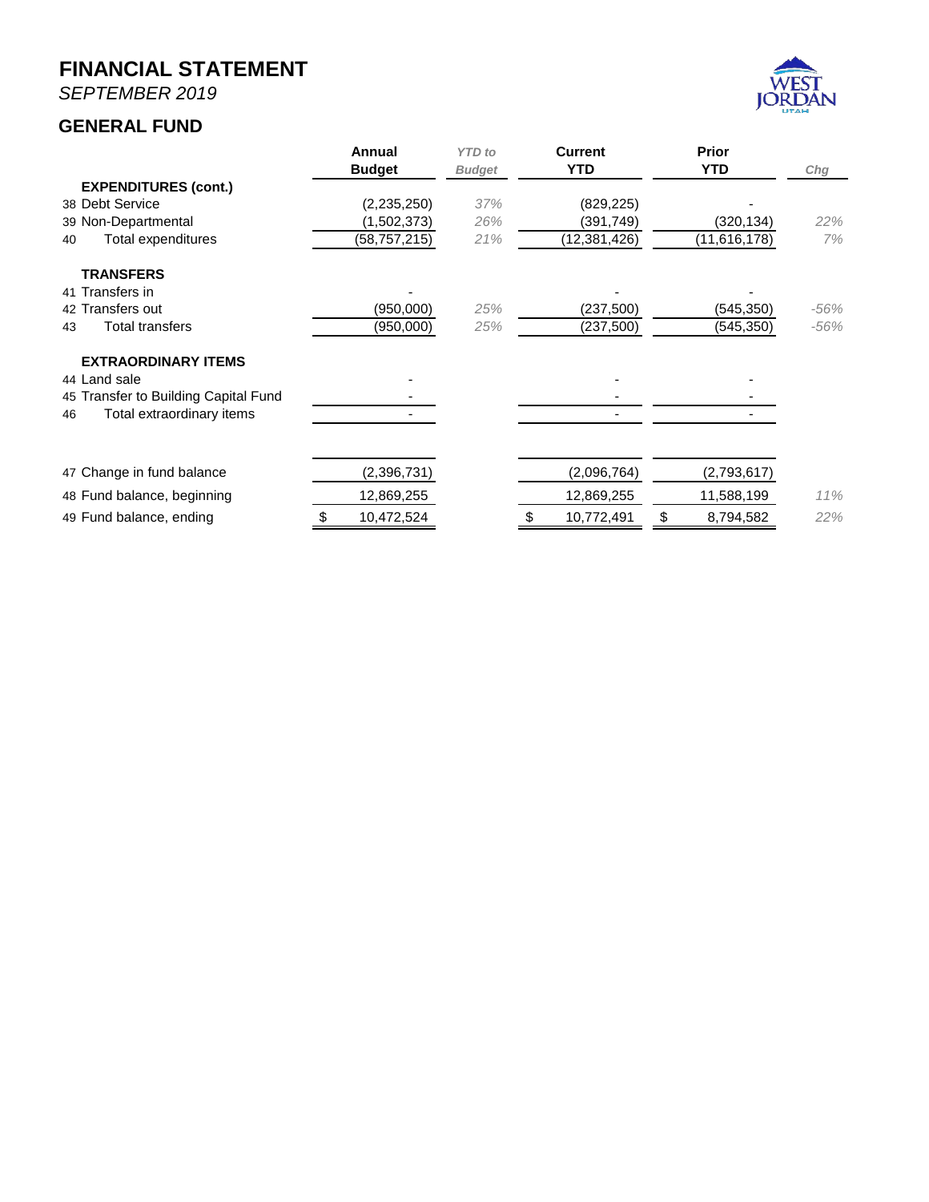# FINANCIAL STATEMENT

*SEPTEMBER 2019*

## GENERAL FUND

| | | Annual Budget | *YTD to Budget* | Current YTD | Prior YTD | *Chg* |
|---|---|---|---|---|---|---|
| | **EXPENDITURES (cont.)** | | | | | |
| 38 | Debt Service | (2,235,250) | *37%* | (829,225) | - | |
| 39 | Non-Departmental | (1,502,373) | *26%* | (391,749) | (320,134) | *22%* |
| 40 | Total expenditures | (58,757,215) | *21%* | (12,381,426) | (11,616,178) | *7%* |
| | **TRANSFERS** | | | | | |
| 41 | Transfers in | - | | - | - | |
| 42 | Transfers out | (950,000) | *25%* | (237,500) | (545,350) | *-56%* |
| 43 | Total transfers | (950,000) | *25%* | (237,500) | (545,350) | *-56%* |
| | **EXTRAORDINARY ITEMS** | | | | | |
| 44 | Land sale | - | | - | - | |
| 45 | Transfer to Building Capital Fund | - | | - | - | |
| 46 | Total extraordinary items | - | | - | - | |
| 47 | Change in fund balance | (2,396,731) | | (2,096,764) | (2,793,617) | |
| 48 | Fund balance, beginning | 12,869,255 | | 12,869,255 | 11,588,199 | *11%* |
| 49 | Fund balance, ending | $ 10,472,524 | | $ 10,772,491 | $ 8,794,582 | *22%* |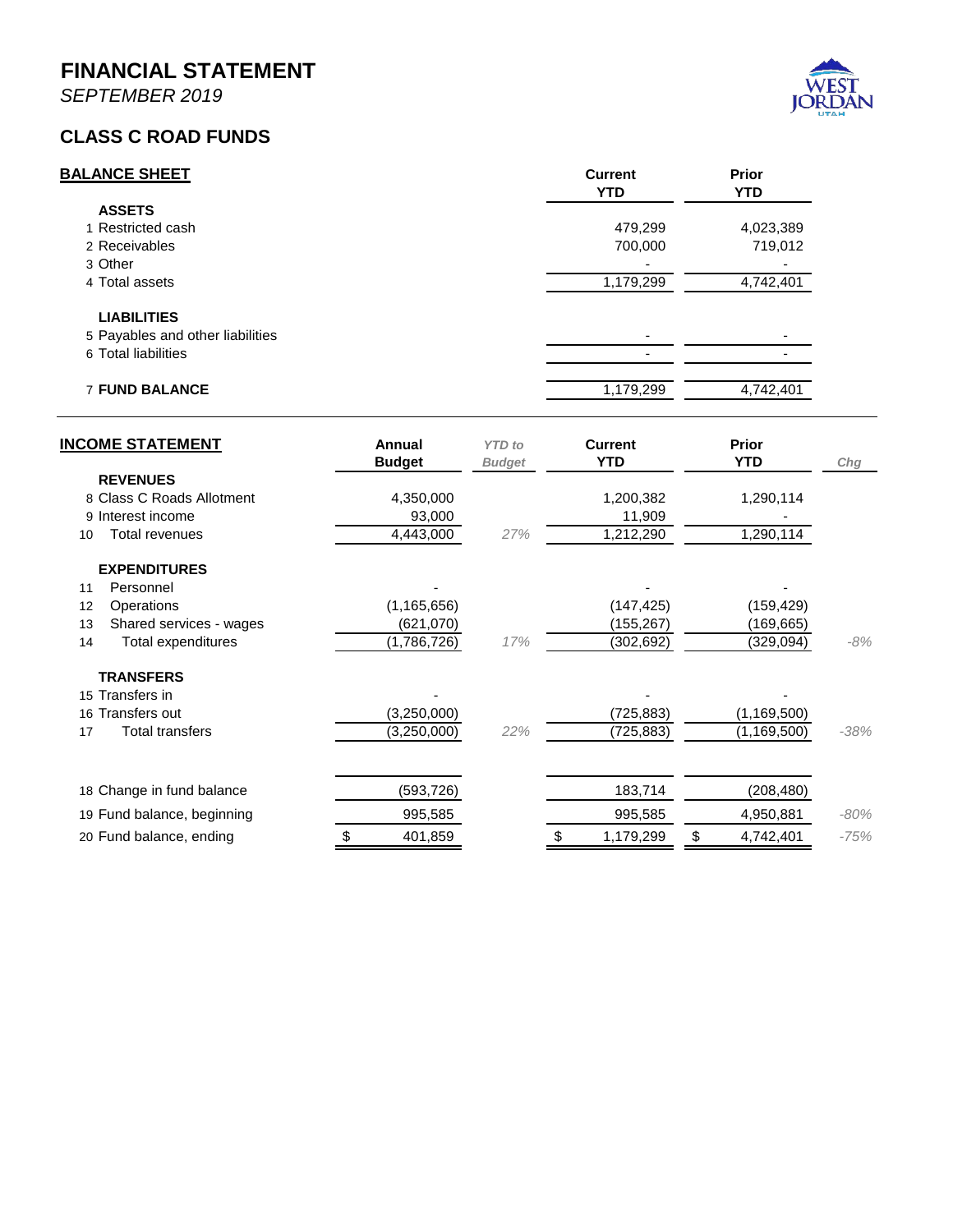# FINANCIAL STATEMENT

*SEPTEMBER 2019*

## CLASS C ROAD FUNDS

| BALANCE SHEET | Current YTD | Prior YTD |
|---|---|---|
| **ASSETS** | | |
| 1 Restricted cash | 479,299 | 4,023,389 |
| 2 Receivables | 700,000 | 719,012 |
| 3 Other | - | - |
| 4 Total assets | 1,179,299 | 4,742,401 |
| **LIABILITIES** | | |
| 5 Payables and other liabilities | - | - |
| 6 Total liabilities | - | - |
| 7 **FUND BALANCE** | 1,179,299 | 4,742,401 |

| INCOME STATEMENT | Annual Budget | *YTD to Budget* | Current YTD | Prior YTD | *Chg* |
|---|---|---|---|---|---|
| **REVENUES** | | | | | |
| 8 Class C Roads Allotment | 4,350,000 | | 1,200,382 | 1,290,114 | |
| 9 Interest income | 93,000 | | 11,909 | - | |
| 10 Total revenues | 4,443,000 | *27%* | 1,212,290 | 1,290,114 | |
| **EXPENDITURES** | | | | | |
| 11 Personnel | - | | - | - | |
| 12 Operations | (1,165,656) | | (147,425) | (159,429) | |
| 13 Shared services - wages | (621,070) | | (155,267) | (169,665) | |
| 14 Total expenditures | (1,786,726) | *17%* | (302,692) | (329,094) | *-8%* |
| **TRANSFERS** | | | | | |
| 15 Transfers in | - | | - | - | |
| 16 Transfers out | (3,250,000) | | (725,883) | (1,169,500) | |
| 17 Total transfers | (3,250,000) | *22%* | (725,883) | (1,169,500) | *-38%* |
| 18 Change in fund balance | (593,726) | | 183,714 | (208,480) | |
| 19 Fund balance, beginning | 995,585 | | 995,585 | 4,950,881 | *-80%* |
| 20 Fund balance, ending | $ 401,859 | | $ 1,179,299 | $ 4,742,401 | *-75%* |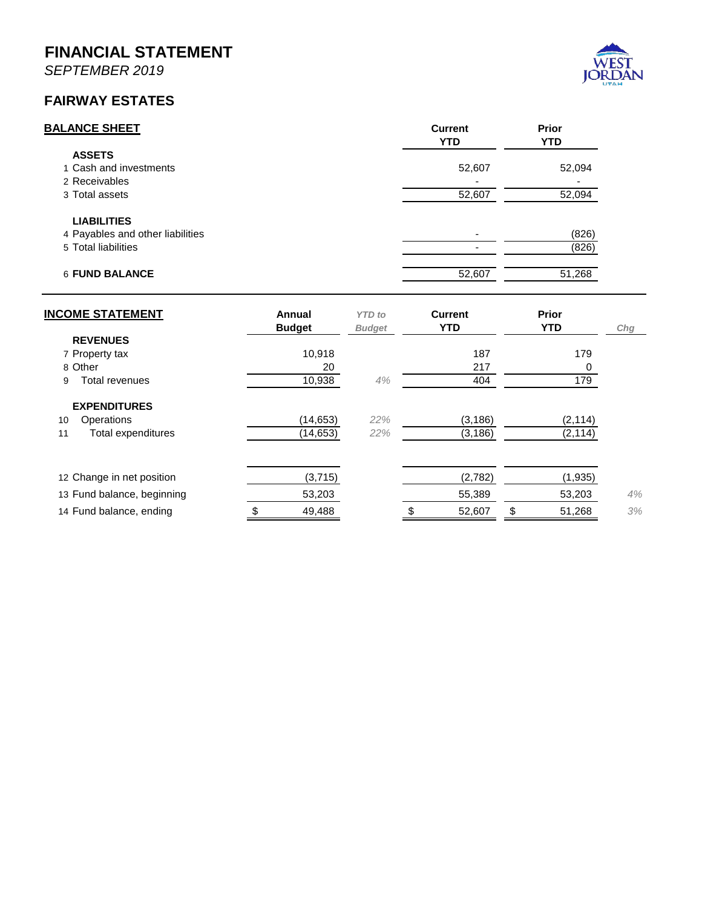# FINANCIAL STATEMENT

*SEPTEMBER 2019*

## FAIRWAY ESTATES

| BALANCE SHEET | Current YTD | Prior YTD |
|---|---|---|
| **ASSETS** | | |
| 1 Cash and investments | 52,607 | 52,094 |
| 2 Receivables | - | - |
| 3 Total assets | 52,607 | 52,094 |
| **LIABILITIES** | | |
| 4 Payables and other liabilities | - | (826) |
| 5 Total liabilities | - | (826) |
| 6 **FUND BALANCE** | 52,607 | 51,268 |

| INCOME STATEMENT | Annual Budget | *YTD to Budget* | Current YTD | Prior YTD | *Chg* |
|---|---|---|---|---|---|
| **REVENUES** | | | | | |
| 7 Property tax | 10,918 | | 187 | 179 | |
| 8 Other | 20 | | 217 | 0 | |
| 9 Total revenues | 10,938 | *4%* | 404 | 179 | |
| **EXPENDITURES** | | | | | |
| 10 Operations | (14,653) | *22%* | (3,186) | (2,114) | |
| 11 Total expenditures | (14,653) | *22%* | (3,186) | (2,114) | |
| 12 Change in net position | (3,715) | | (2,782) | (1,935) | |
| 13 Fund balance, beginning | 53,203 | | 55,389 | 53,203 | *4%* |
| 14 Fund balance, ending | $ 49,488 | | $ 52,607 | $ 51,268 | *3%* |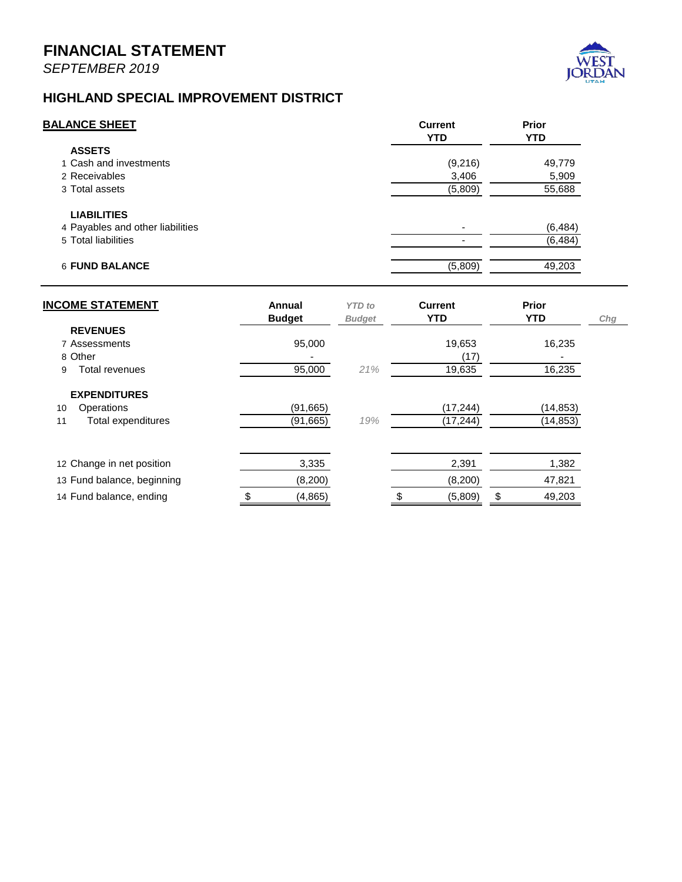# FINANCIAL STATEMENT

*SEPTEMBER 2019*

## HIGHLAND SPECIAL IMPROVEMENT DISTRICT

| **BALANCE SHEET** | **Current YTD** | **Prior YTD** |
|---|---|---|
| **ASSETS** | | |
| 1 Cash and investments | (9,216) | 49,779 |
| 2 Receivables | 3,406 | 5,909 |
| 3 Total assets | (5,809) | 55,688 |
| **LIABILITIES** | | |
| 4 Payables and other liabilities | - | (6,484) |
| 5 Total liabilities | - | (6,484) |
| 6 **FUND BALANCE** | (5,809) | 49,203 |

| **INCOME STATEMENT** | **Annual Budget** | *YTD to Budget* | **Current YTD** | **Prior YTD** | *Chg* |
|---|---|---|---|---|---|
| **REVENUES** | | | | | |
| 7 Assessments | 95,000 | | 19,653 | 16,235 | |
| 8 Other | - | | (17) | - | |
| 9 Total revenues | 95,000 | *21%* | 19,635 | 16,235 | |
| **EXPENDITURES** | | | | | |
| 10 Operations | (91,665) | | (17,244) | (14,853) | |
| 11 Total expenditures | (91,665) | *19%* | (17,244) | (14,853) | |
| 12 Change in net position | 3,335 | | 2,391 | 1,382 | |
| 13 Fund balance, beginning | (8,200) | | (8,200) | 47,821 | |
| 14 Fund balance, ending | $ (4,865) | | $ (5,809) | $ 49,203 | |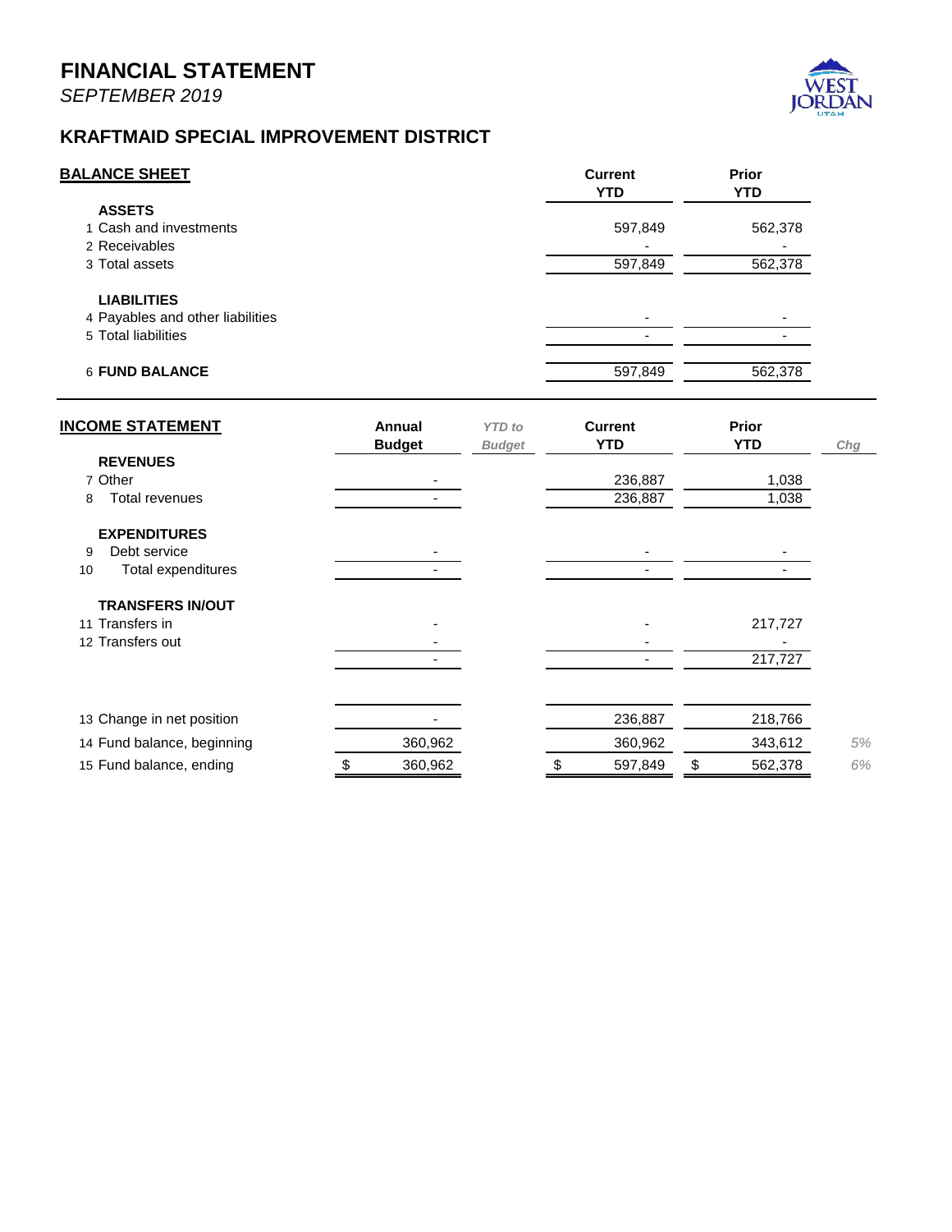# FINANCIAL STATEMENT

*SEPTEMBER 2019*

## KRAFTMAID SPECIAL IMPROVEMENT DISTRICT

| **BALANCE SHEET** | **Current YTD** | **Prior YTD** |
|---|---|---|
| **ASSETS** | | |
| 1 Cash and investments | 597,849 | 562,378 |
| 2 Receivables | - | - |
| 3 Total assets | 597,849 | 562,378 |
| **LIABILITIES** | | |
| 4 Payables and other liabilities | - | - |
| 5 Total liabilities | - | - |
| 6 **FUND BALANCE** | 597,849 | 562,378 |

| **INCOME STATEMENT** | **Annual Budget** | *YTD to Budget* | **Current YTD** | **Prior YTD** | *Chg* |
|---|---|---|---|---|---|
| **REVENUES** | | | | | |
| 7 Other | - | | 236,887 | 1,038 | |
| 8 Total revenues | - | | 236,887 | 1,038 | |
| **EXPENDITURES** | | | | | |
| 9 Debt service | - | | - | - | |
| 10 Total expenditures | - | | - | - | |
| **TRANSFERS IN/OUT** | | | | | |
| 11 Transfers in | - | | - | 217,727 | |
| 12 Transfers out | - | | - | - | |
| | - | | - | 217,727 | |
| 13 Change in net position | - | | 236,887 | 218,766 | |
| 14 Fund balance, beginning | 360,962 | | 360,962 | 343,612 | *5%* |
| 15 Fund balance, ending | $ 360,962 | | $ 597,849 | $ 562,378 | *6%* |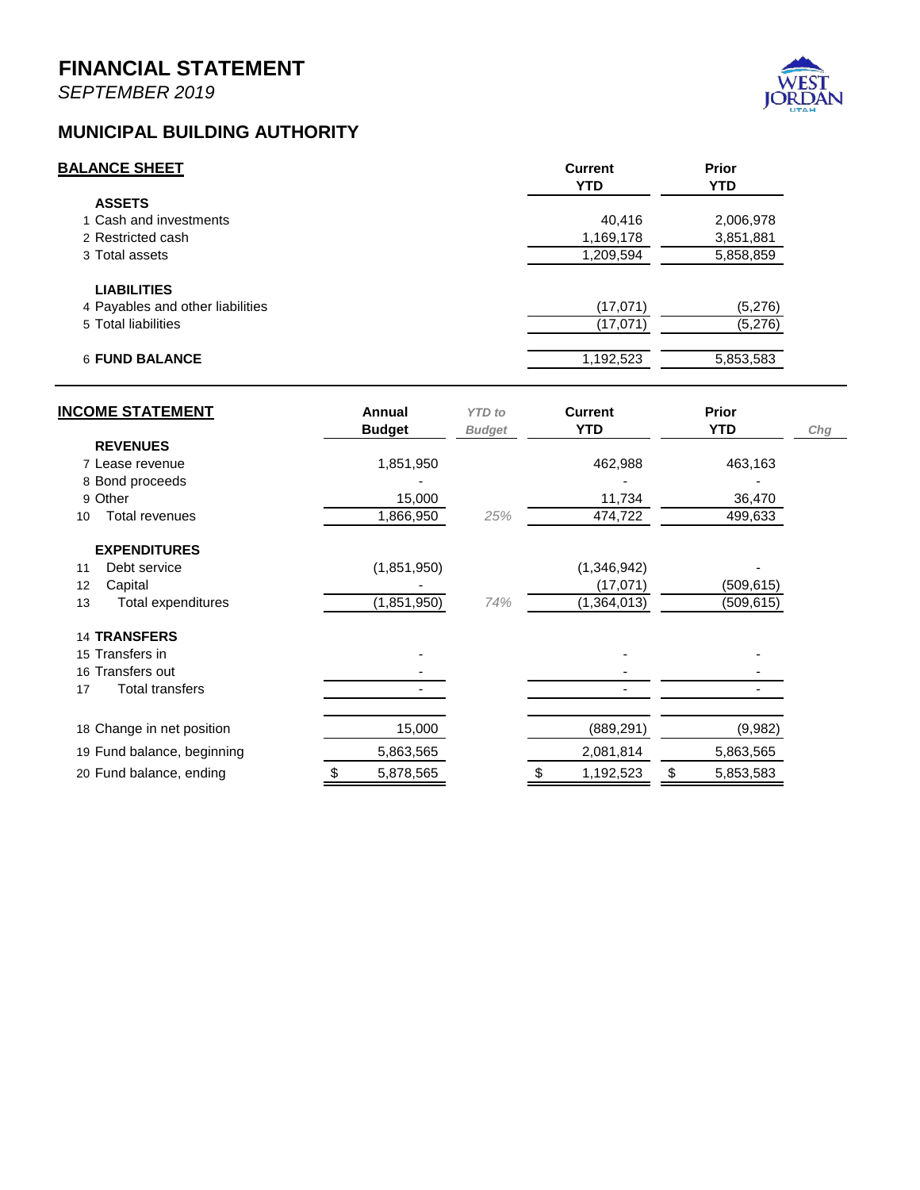# FINANCIAL STATEMENT

*SEPTEMBER 2019*

## MUNICIPAL BUILDING AUTHORITY

| BALANCE SHEET | Current YTD | Prior YTD |
|---|---|---|
| **ASSETS** | | |
| 1 Cash and investments | 40,416 | 2,006,978 |
| 2 Restricted cash | 1,169,178 | 3,851,881 |
| 3 Total assets | 1,209,594 | 5,858,859 |
| **LIABILITIES** | | |
| 4 Payables and other liabilities | (17,071) | (5,276) |
| 5 Total liabilities | (17,071) | (5,276) |
| 6 **FUND BALANCE** | 1,192,523 | 5,853,583 |

| INCOME STATEMENT | Annual Budget | *YTD to Budget* | Current YTD | Prior YTD | *Chg* |
|---|---|---|---|---|---|
| **REVENUES** | | | | | |
| 7 Lease revenue | 1,851,950 | | 462,988 | 463,163 | |
| 8 Bond proceeds | - | | - | - | |
| 9 Other | 15,000 | | 11,734 | 36,470 | |
| 10 Total revenues | 1,866,950 | *25%* | 474,722 | 499,633 | |
| **EXPENDITURES** | | | | | |
| 11 Debt service | (1,851,950) | | (1,346,942) | - | |
| 12 Capital | - | | (17,071) | (509,615) | |
| 13 Total expenditures | (1,851,950) | *74%* | (1,364,013) | (509,615) | |
| 14 **TRANSFERS** | | | | | |
| 15 Transfers in | - | | - | - | |
| 16 Transfers out | - | | - | - | |
| 17 Total transfers | - | | - | - | |
| 18 Change in net position | 15,000 | | (889,291) | (9,982) | |
| 19 Fund balance, beginning | 5,863,565 | | 2,081,814 | 5,863,565 | |
| 20 Fund balance, ending | $ 5,878,565 | | $ 1,192,523 | $ 5,853,583 | |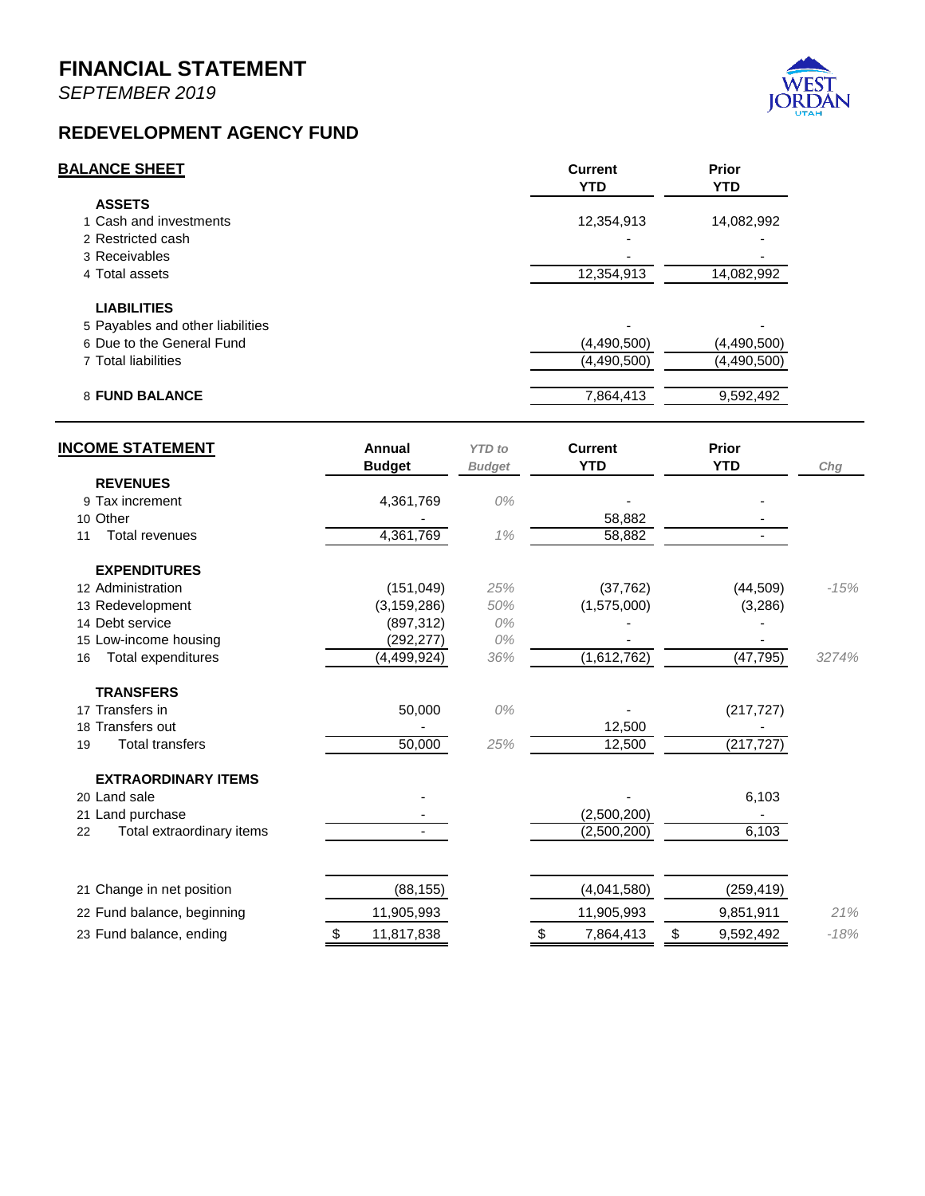# FINANCIAL STATEMENT

*SEPTEMBER 2019*

## REDEVELOPMENT AGENCY FUND

| BALANCE SHEET | Current YTD | Prior YTD |
|---|---|---|
| **ASSETS** | | |
| 1 Cash and investments | 12,354,913 | 14,082,992 |
| 2 Restricted cash | - | - |
| 3 Receivables | - | - |
| 4 Total assets | 12,354,913 | 14,082,992 |
| **LIABILITIES** | | |
| 5 Payables and other liabilities | - | - |
| 6 Due to the General Fund | (4,490,500) | (4,490,500) |
| 7 Total liabilities | (4,490,500) | (4,490,500) |
| 8 **FUND BALANCE** | 7,864,413 | 9,592,492 |

| INCOME STATEMENT | Annual Budget | *YTD to Budget* | Current YTD | Prior YTD | *Chg* |
|---|---|---|---|---|---|
| **REVENUES** | | | | | |
| 9 Tax increment | 4,361,769 | *0%* | - | - | |
| 10 Other | - | | 58,882 | - | |
| 11 Total revenues | 4,361,769 | *1%* | 58,882 | - | |
| **EXPENDITURES** | | | | | |
| 12 Administration | (151,049) | *25%* | (37,762) | (44,509) | *-15%* |
| 13 Redevelopment | (3,159,286) | *50%* | (1,575,000) | (3,286) | |
| 14 Debt service | (897,312) | *0%* | - | - | |
| 15 Low-income housing | (292,277) | *0%* | - | - | |
| 16 Total expenditures | (4,499,924) | *36%* | (1,612,762) | (47,795) | *3274%* |
| **TRANSFERS** | | | | | |
| 17 Transfers in | 50,000 | *0%* | - | (217,727) | |
| 18 Transfers out | - | | 12,500 | - | |
| 19 Total transfers | 50,000 | *25%* | 12,500 | (217,727) | |
| **EXTRAORDINARY ITEMS** | | | | | |
| 20 Land sale | - | | - | 6,103 | |
| 21 Land purchase | - | | (2,500,200) | - | |
| 22 Total extraordinary items | - | | (2,500,200) | 6,103 | |
| 21 Change in net position | (88,155) | | (4,041,580) | (259,419) | |
| 22 Fund balance, beginning | 11,905,993 | | 11,905,993 | 9,851,911 | *21%* |
| 23 Fund balance, ending | $ 11,817,838 | | $ 7,864,413 | $ 9,592,492 | *-18%* |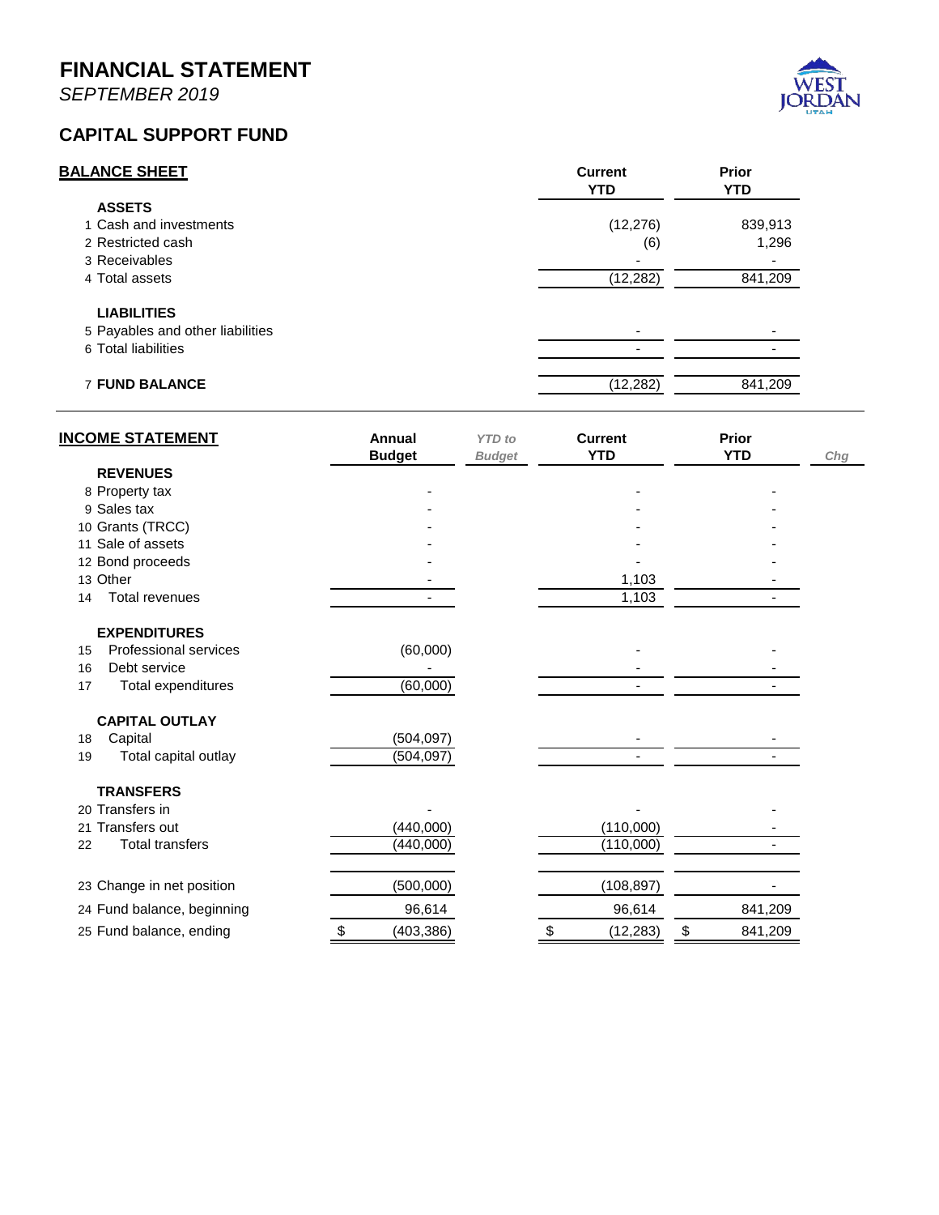# FINANCIAL STATEMENT

*SEPTEMBER 2019*

## CAPITAL SUPPORT FUND

| BALANCE SHEET | Current YTD | Prior YTD |
|---|---|---|
| **ASSETS** | | |
| 1 Cash and investments | (12,276) | 839,913 |
| 2 Restricted cash | (6) | 1,296 |
| 3 Receivables | - | - |
| 4 Total assets | (12,282) | 841,209 |
| **LIABILITIES** | | |
| 5 Payables and other liabilities | - | - |
| 6 Total liabilities | - | - |
| 7 **FUND BALANCE** | (12,282) | 841,209 |

| INCOME STATEMENT | Annual Budget | *YTD to Budget* | Current YTD | Prior YTD | *Chg* |
|---|---|---|---|---|---|
| **REVENUES** | | | | | |
| 8 Property tax | - | | - | - | |
| 9 Sales tax | - | | - | - | |
| 10 Grants (TRCC) | - | | - | - | |
| 11 Sale of assets | - | | - | - | |
| 12 Bond proceeds | - | | - | - | |
| 13 Other | - | | 1,103 | - | |
| 14 Total revenues | - | | 1,103 | - | |
| **EXPENDITURES** | | | | | |
| 15 Professional services | (60,000) | | - | - | |
| 16 Debt service | - | | - | - | |
| 17 Total expenditures | (60,000) | | - | - | |
| **CAPITAL OUTLAY** | | | | | |
| 18 Capital | (504,097) | | - | - | |
| 19 Total capital outlay | (504,097) | | - | - | |
| **TRANSFERS** | | | | | |
| 20 Transfers in | - | | - | - | |
| 21 Transfers out | (440,000) | | (110,000) | - | |
| 22 Total transfers | (440,000) | | (110,000) | - | |
| 23 Change in net position | (500,000) | | (108,897) | - | |
| 24 Fund balance, beginning | 96,614 | | 96,614 | 841,209 | |
| 25 Fund balance, ending | $ (403,386) | | $ (12,283) | $ 841,209 | |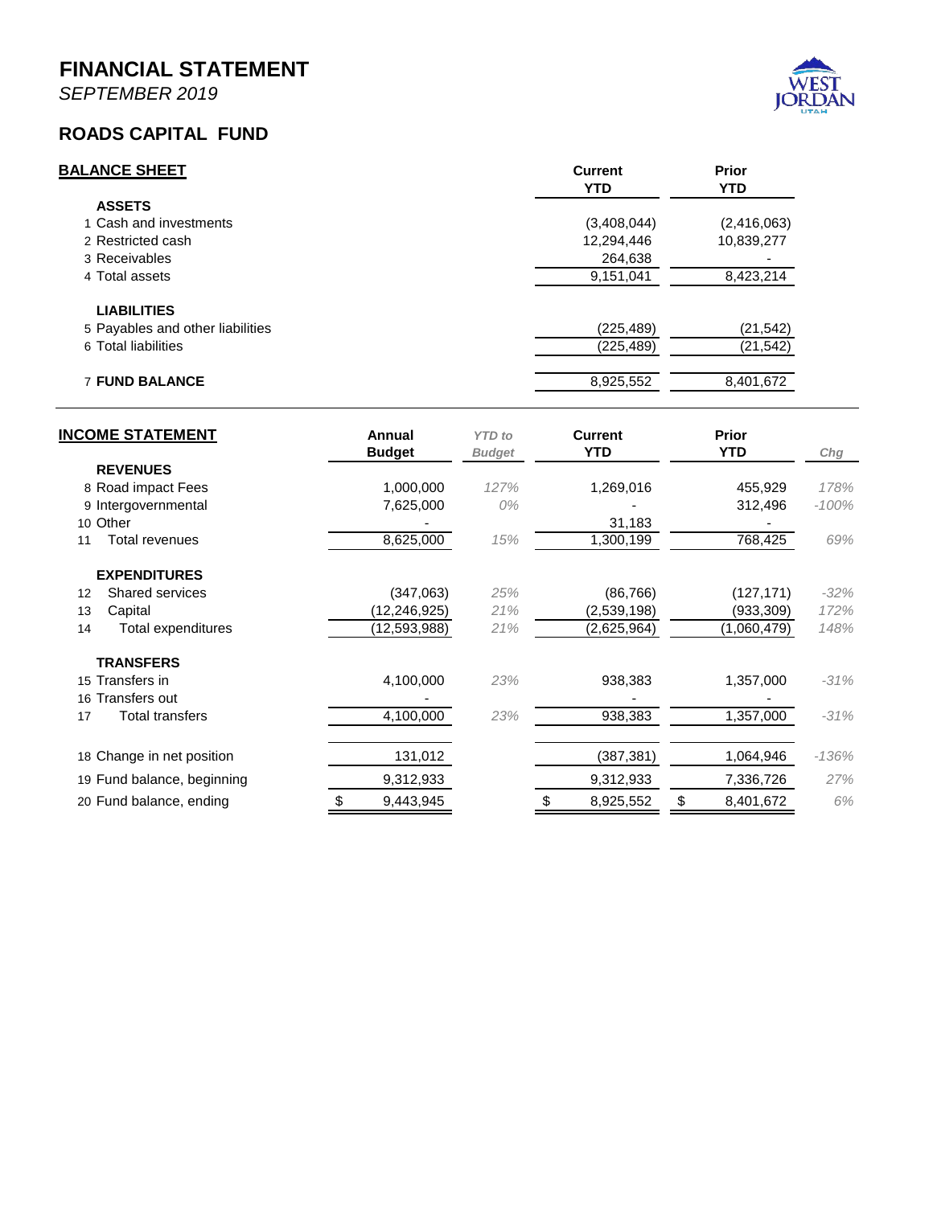# FINANCIAL STATEMENT

*SEPTEMBER 2019*

## ROADS CAPITAL FUND

| BALANCE SHEET | Current YTD | Prior YTD |
|---|---|---|
| **ASSETS** | | |
| 1 Cash and investments | (3,408,044) | (2,416,063) |
| 2 Restricted cash | 12,294,446 | 10,839,277 |
| 3 Receivables | 264,638 | - |
| 4 Total assets | 9,151,041 | 8,423,214 |
| **LIABILITIES** | | |
| 5 Payables and other liabilities | (225,489) | (21,542) |
| 6 Total liabilities | (225,489) | (21,542) |
| 7 **FUND BALANCE** | 8,925,552 | 8,401,672 |

| INCOME STATEMENT | Annual Budget | *YTD to Budget* | Current YTD | Prior YTD | *Chg* |
|---|---|---|---|---|---|
| **REVENUES** | | | | | |
| 8 Road impact Fees | 1,000,000 | *127%* | 1,269,016 | 455,929 | *178%* |
| 9 Intergovernmental | 7,625,000 | *0%* | - | 312,496 | *-100%* |
| 10 Other | - | | 31,183 | - | |
| 11 Total revenues | 8,625,000 | *15%* | 1,300,199 | 768,425 | *69%* |
| **EXPENDITURES** | | | | | |
| 12 Shared services | (347,063) | *25%* | (86,766) | (127,171) | *-32%* |
| 13 Capital | (12,246,925) | *21%* | (2,539,198) | (933,309) | *172%* |
| 14 Total expenditures | (12,593,988) | *21%* | (2,625,964) | (1,060,479) | *148%* |
| **TRANSFERS** | | | | | |
| 15 Transfers in | 4,100,000 | *23%* | 938,383 | 1,357,000 | *-31%* |
| 16 Transfers out | - | | - | - | |
| 17 Total transfers | 4,100,000 | *23%* | 938,383 | 1,357,000 | *-31%* |
| 18 Change in net position | 131,012 | | (387,381) | 1,064,946 | *-136%* |
| 19 Fund balance, beginning | 9,312,933 | | 9,312,933 | 7,336,726 | *27%* |
| 20 Fund balance, ending | $ 9,443,945 | | $ 8,925,552 | $ 8,401,672 | *6%* |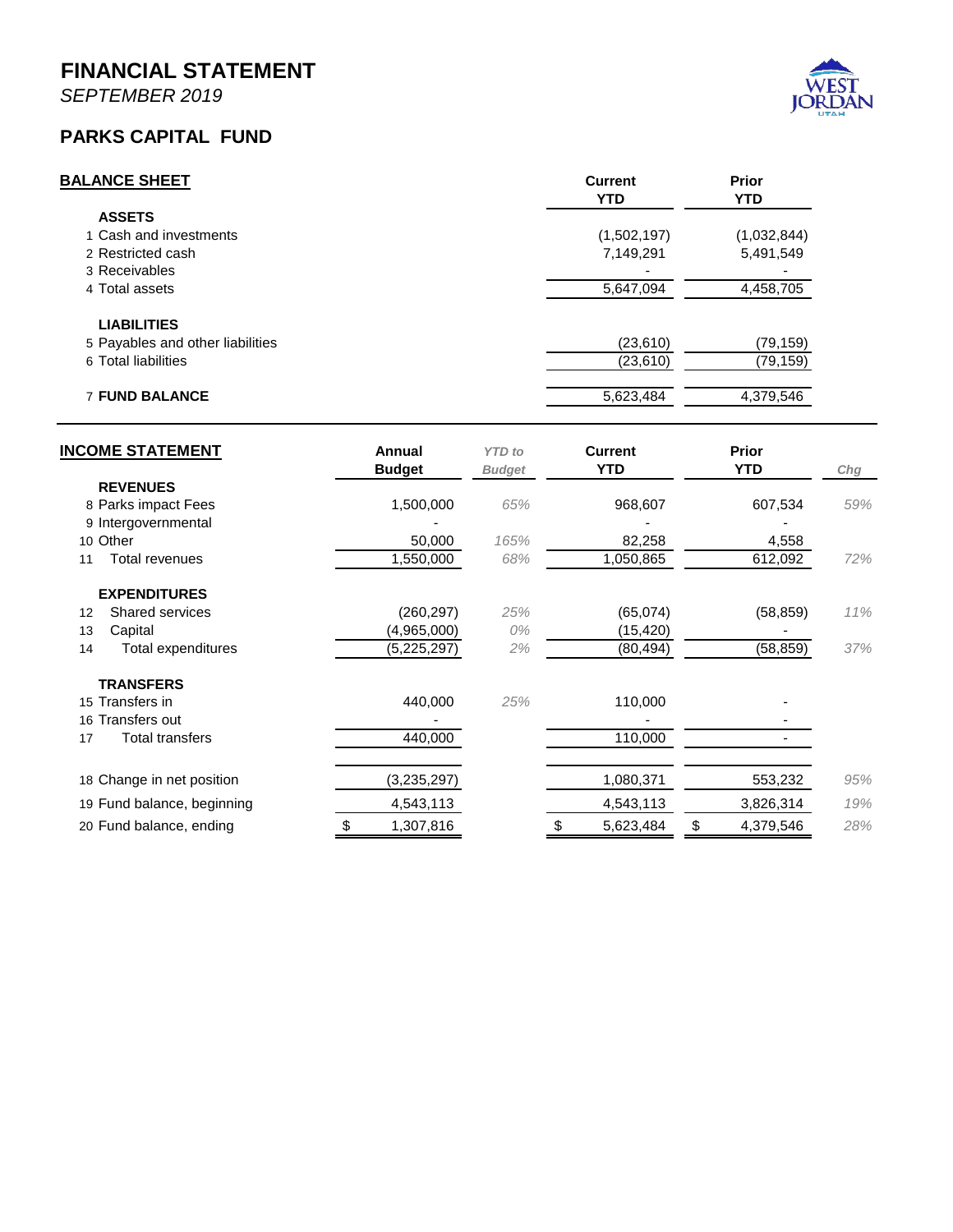# FINANCIAL STATEMENT

*SEPTEMBER 2019*

## PARKS CAPITAL FUND

| BALANCE SHEET | Current YTD | Prior YTD |
|---|---|---|
| **ASSETS** | | |
| 1 Cash and investments | (1,502,197) | (1,032,844) |
| 2 Restricted cash | 7,149,291 | 5,491,549 |
| 3 Receivables | - | - |
| 4 Total assets | 5,647,094 | 4,458,705 |
| **LIABILITIES** | | |
| 5 Payables and other liabilities | (23,610) | (79,159) |
| 6 Total liabilities | (23,610) | (79,159) |
| 7 **FUND BALANCE** | 5,623,484 | 4,379,546 |

| INCOME STATEMENT | Annual Budget | *YTD to Budget* | Current YTD | Prior YTD | *Chg* |
|---|---|---|---|---|---|
| **REVENUES** | | | | | |
| 8 Parks impact Fees | 1,500,000 | *65%* | 968,607 | 607,534 | *59%* |
| 9 Intergovernmental | - | | - | - | |
| 10 Other | 50,000 | *165%* | 82,258 | 4,558 | |
| 11 Total revenues | 1,550,000 | *68%* | 1,050,865 | 612,092 | *72%* |
| **EXPENDITURES** | | | | | |
| 12 Shared services | (260,297) | *25%* | (65,074) | (58,859) | *11%* |
| 13 Capital | (4,965,000) | *0%* | (15,420) | - | |
| 14 Total expenditures | (5,225,297) | *2%* | (80,494) | (58,859) | *37%* |
| **TRANSFERS** | | | | | |
| 15 Transfers in | 440,000 | *25%* | 110,000 | - | |
| 16 Transfers out | - | | - | - | |
| 17 Total transfers | 440,000 | | 110,000 | - | |
| 18 Change in net position | (3,235,297) | | 1,080,371 | 553,232 | *95%* |
| 19 Fund balance, beginning | 4,543,113 | | 4,543,113 | 3,826,314 | *19%* |
| 20 Fund balance, ending | $ 1,307,816 | | $ 5,623,484 | $ 4,379,546 | *28%* |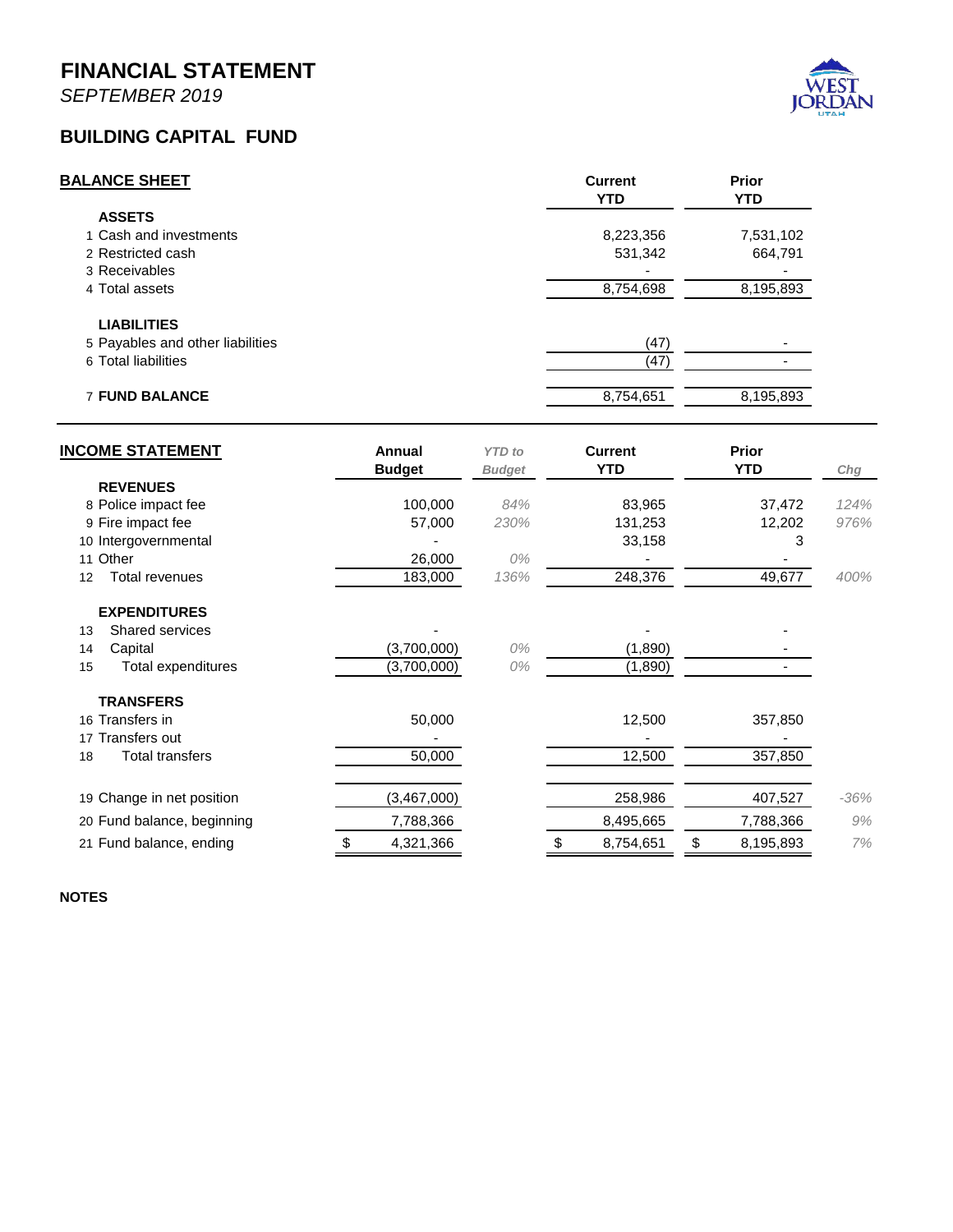# FINANCIAL STATEMENT

*SEPTEMBER 2019*

## BUILDING CAPITAL FUND

| BALANCE SHEET | Current YTD | Prior YTD |
|---|---|---|
| **ASSETS** | | |
| 1 Cash and investments | 8,223,356 | 7,531,102 |
| 2 Restricted cash | 531,342 | 664,791 |
| 3 Receivables | - | - |
| 4 Total assets | 8,754,698 | 8,195,893 |
| **LIABILITIES** | | |
| 5 Payables and other liabilities | (47) | - |
| 6 Total liabilities | (47) | - |
| 7 **FUND BALANCE** | 8,754,651 | 8,195,893 |

| INCOME STATEMENT | Annual Budget | *YTD to Budget* | Current YTD | Prior YTD | *Chg* |
|---|---|---|---|---|---|
| **REVENUES** | | | | | |
| 8 Police impact fee | 100,000 | *84%* | 83,965 | 37,472 | *124%* |
| 9 Fire impact fee | 57,000 | *230%* | 131,253 | 12,202 | *976%* |
| 10 Intergovernmental | - | | 33,158 | 3 | |
| 11 Other | 26,000 | *0%* | - | - | |
| 12 Total revenues | 183,000 | *136%* | 248,376 | 49,677 | *400%* |
| **EXPENDITURES** | | | | | |
| 13 Shared services | - | | - | - | |
| 14 Capital | (3,700,000) | *0%* | (1,890) | - | |
| 15 Total expenditures | (3,700,000) | *0%* | (1,890) | - | |
| **TRANSFERS** | | | | | |
| 16 Transfers in | 50,000 | | 12,500 | 357,850 | |
| 17 Transfers out | - | | - | - | |
| 18 Total transfers | 50,000 | | 12,500 | 357,850 | |
| 19 Change in net position | (3,467,000) | | 258,986 | 407,527 | *-36%* |
| 20 Fund balance, beginning | 7,788,366 | | 8,495,665 | 7,788,366 | *9%* |
| 21 Fund balance, ending | $ 4,321,366 | | $ 8,754,651 | $ 8,195,893 | *7%* |

**NOTES**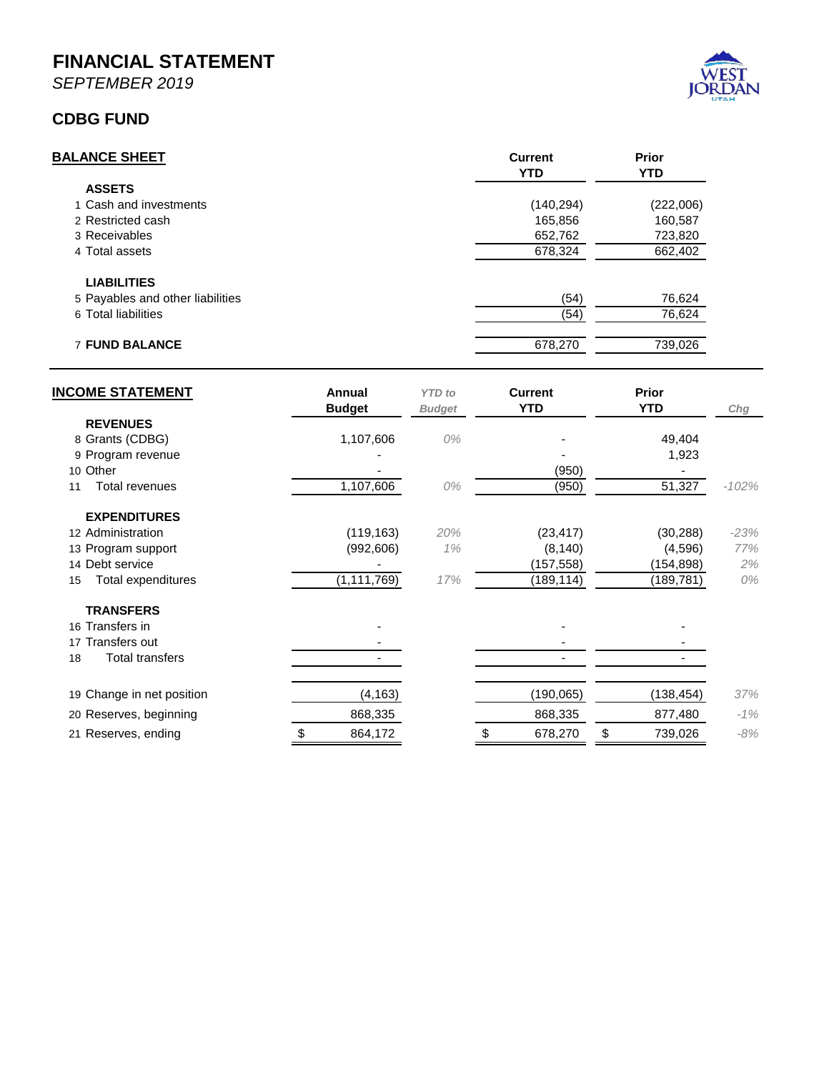# FINANCIAL STATEMENT

*SEPTEMBER 2019*

## CDBG FUND

### BALANCE SHEET

| | | Current YTD | Prior YTD |
|---|---|---|---|
| | **ASSETS** | | |
| 1 | Cash and investments | (140,294) | (222,006) |
| 2 | Restricted cash | 165,856 | 160,587 |
| 3 | Receivables | 652,762 | 723,820 |
| 4 | Total assets | 678,324 | 662,402 |
| | **LIABILITIES** | | |
| 5 | Payables and other liabilities | (54) | 76,624 |
| 6 | Total liabilities | (54) | 76,624 |
| 7 | **FUND BALANCE** | 678,270 | 739,026 |

### INCOME STATEMENT

| | | Annual Budget | *YTD to Budget* | Current YTD | Prior YTD | *Chg* |
|---|---|---|---|---|---|---|
| | **REVENUES** | | | | | |
| 8 | Grants (CDBG) | 1,107,606 | *0%* | - | 49,404 | |
| 9 | Program revenue | - | | - | 1,923 | |
| 10 | Other | - | | (950) | - | |
| 11 | Total revenues | 1,107,606 | *0%* | (950) | 51,327 | *-102%* |
| | **EXPENDITURES** | | | | | |
| 12 | Administration | (119,163) | *20%* | (23,417) | (30,288) | *-23%* |
| 13 | Program support | (992,606) | *1%* | (8,140) | (4,596) | *77%* |
| 14 | Debt service | - | | (157,558) | (154,898) | *2%* |
| 15 | Total expenditures | (1,111,769) | *17%* | (189,114) | (189,781) | *0%* |
| | **TRANSFERS** | | | | | |
| 16 | Transfers in | - | | - | - | |
| 17 | Transfers out | - | | - | - | |
| 18 | Total transfers | - | | - | - | |
| 19 | Change in net position | (4,163) | | (190,065) | (138,454) | *37%* |
| 20 | Reserves, beginning | 868,335 | | 868,335 | 877,480 | *-1%* |
| 21 | Reserves, ending | $ 864,172 | | $ 678,270 | $ 739,026 | *-8%* |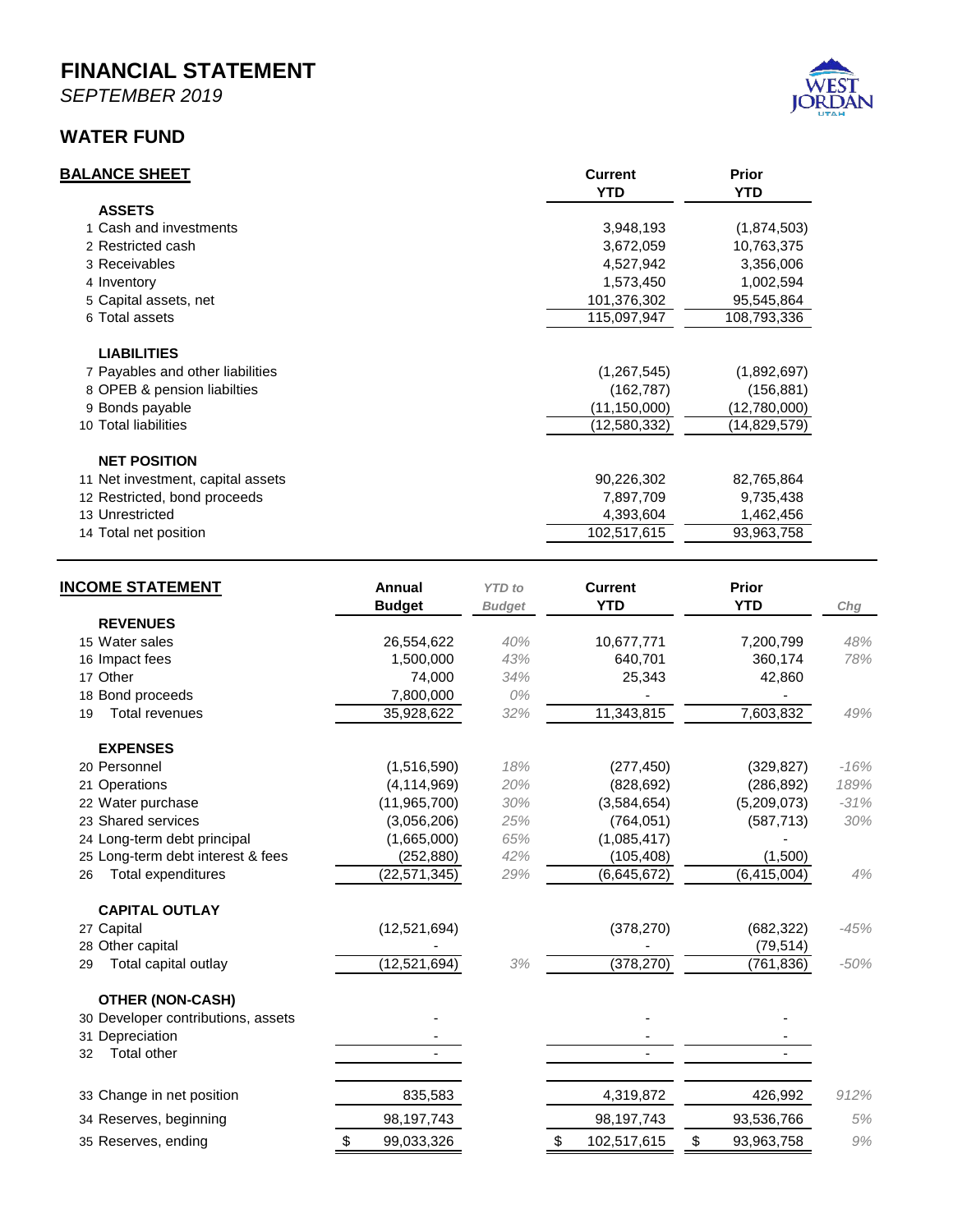# FINANCIAL STATEMENT

*SEPTEMBER 2019*

## WATER FUND

### BALANCE SHEET

| | | Current YTD | Prior YTD |
|---|---|---|---|
| | **ASSETS** | | |
| 1 | Cash and investments | 3,948,193 | (1,874,503) |
| 2 | Restricted cash | 3,672,059 | 10,763,375 |
| 3 | Receivables | 4,527,942 | 3,356,006 |
| 4 | Inventory | 1,573,450 | 1,002,594 |
| 5 | Capital assets, net | 101,376,302 | 95,545,864 |
| 6 | Total assets | 115,097,947 | 108,793,336 |
| | **LIABILITIES** | | |
| 7 | Payables and other liabilities | (1,267,545) | (1,892,697) |
| 8 | OPEB & pension liabilties | (162,787) | (156,881) |
| 9 | Bonds payable | (11,150,000) | (12,780,000) |
| 10 | Total liabilities | (12,580,332) | (14,829,579) |
| | **NET POSITION** | | |
| 11 | Net investment, capital assets | 90,226,302 | 82,765,864 |
| 12 | Restricted, bond proceeds | 7,897,709 | 9,735,438 |
| 13 | Unrestricted | 4,393,604 | 1,462,456 |
| 14 | Total net position | 102,517,615 | 93,963,758 |

### INCOME STATEMENT

| | | Annual Budget | *YTD to Budget* | Current YTD | Prior YTD | *Chg* |
|---|---|---|---|---|---|---|
| | **REVENUES** | | | | | |
| 15 | Water sales | 26,554,622 | *40%* | 10,677,771 | 7,200,799 | *48%* |
| 16 | Impact fees | 1,500,000 | *43%* | 640,701 | 360,174 | *78%* |
| 17 | Other | 74,000 | *34%* | 25,343 | 42,860 | |
| 18 | Bond proceeds | 7,800,000 | *0%* | - | - | |
| 19 | Total revenues | 35,928,622 | *32%* | 11,343,815 | 7,603,832 | *49%* |
| | **EXPENSES** | | | | | |
| 20 | Personnel | (1,516,590) | *18%* | (277,450) | (329,827) | *-16%* |
| 21 | Operations | (4,114,969) | *20%* | (828,692) | (286,892) | *189%* |
| 22 | Water purchase | (11,965,700) | *30%* | (3,584,654) | (5,209,073) | *-31%* |
| 23 | Shared services | (3,056,206) | *25%* | (764,051) | (587,713) | *30%* |
| 24 | Long-term debt principal | (1,665,000) | *65%* | (1,085,417) | - | |
| 25 | Long-term debt interest & fees | (252,880) | *42%* | (105,408) | (1,500) | |
| 26 | Total expenditures | (22,571,345) | *29%* | (6,645,672) | (6,415,004) | *4%* |
| | **CAPITAL OUTLAY** | | | | | |
| 27 | Capital | (12,521,694) | | (378,270) | (682,322) | *-45%* |
| 28 | Other capital | - | | - | (79,514) | |
| 29 | Total capital outlay | (12,521,694) | *3%* | (378,270) | (761,836) | *-50%* |
| | **OTHER (NON-CASH)** | | | | | |
| 30 | Developer contributions, assets | - | | - | - | |
| 31 | Depreciation | - | | - | - | |
| 32 | Total other | - | | - | - | |
| 33 | Change in net position | 835,583 | | 4,319,872 | 426,992 | *912%* |
| 34 | Reserves, beginning | 98,197,743 | | 98,197,743 | 93,536,766 | *5%* |
| 35 | Reserves, ending | $ 99,033,326 | | $ 102,517,615 | $ 93,963,758 | *9%* |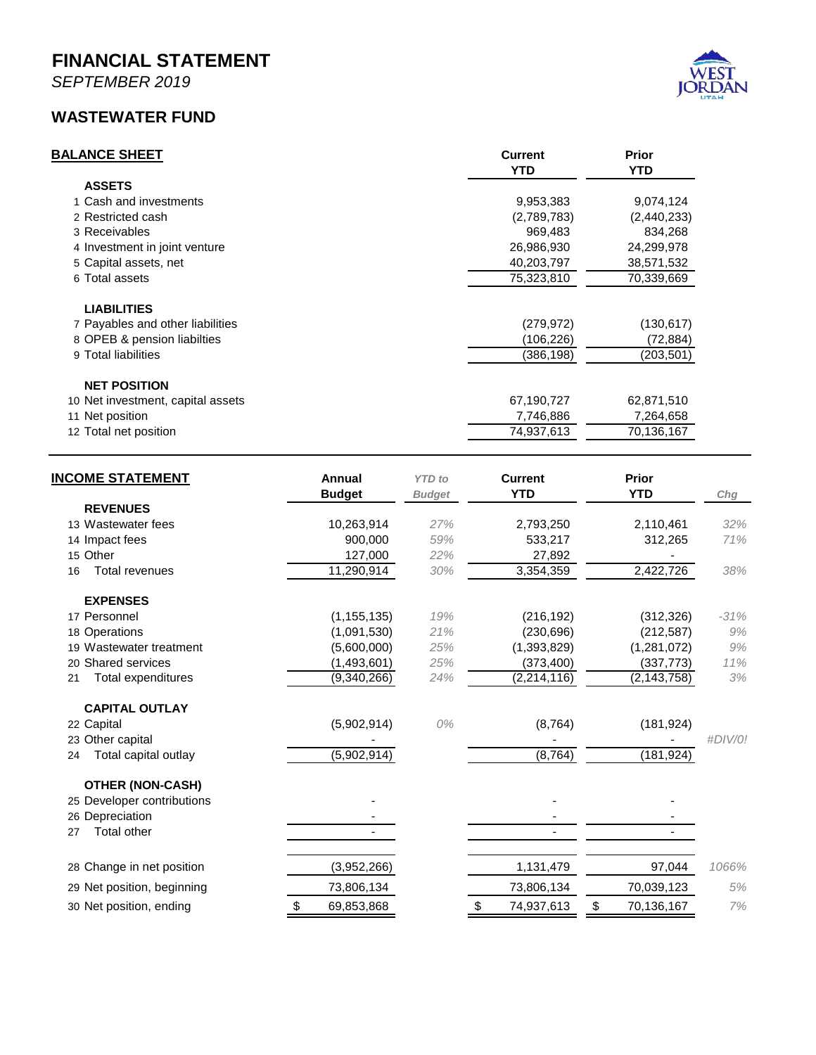# FINANCIAL STATEMENT

*SEPTEMBER 2019*

## WASTEWATER FUND

| BALANCE SHEET | Current YTD | Prior YTD |
|---|---|---|
| **ASSETS** | | |
| 1 Cash and investments | 9,953,383 | 9,074,124 |
| 2 Restricted cash | (2,789,783) | (2,440,233) |
| 3 Receivables | 969,483 | 834,268 |
| 4 Investment in joint venture | 26,986,930 | 24,299,978 |
| 5 Capital assets, net | 40,203,797 | 38,571,532 |
| 6 Total assets | 75,323,810 | 70,339,669 |
| **LIABILITIES** | | |
| 7 Payables and other liabilities | (279,972) | (130,617) |
| 8 OPEB & pension liabilties | (106,226) | (72,884) |
| 9 Total liabilities | (386,198) | (203,501) |
| **NET POSITION** | | |
| 10 Net investment, capital assets | 67,190,727 | 62,871,510 |
| 11 Net position | 7,746,886 | 7,264,658 |
| 12 Total net position | 74,937,613 | 70,136,167 |

| INCOME STATEMENT | Annual Budget | *YTD to Budget* | Current YTD | Prior YTD | *Chg* |
|---|---|---|---|---|---|
| **REVENUES** | | | | | |
| 13 Wastewater fees | 10,263,914 | *27%* | 2,793,250 | 2,110,461 | *32%* |
| 14 Impact fees | 900,000 | *59%* | 533,217 | 312,265 | *71%* |
| 15 Other | 127,000 | *22%* | 27,892 | - | |
| 16 Total revenues | 11,290,914 | *30%* | 3,354,359 | 2,422,726 | *38%* |
| **EXPENSES** | | | | | |
| 17 Personnel | (1,155,135) | *19%* | (216,192) | (312,326) | *-31%* |
| 18 Operations | (1,091,530) | *21%* | (230,696) | (212,587) | *9%* |
| 19 Wastewater treatment | (5,600,000) | *25%* | (1,393,829) | (1,281,072) | *9%* |
| 20 Shared services | (1,493,601) | *25%* | (373,400) | (337,773) | *11%* |
| 21 Total expenditures | (9,340,266) | *24%* | (2,214,116) | (2,143,758) | *3%* |
| **CAPITAL OUTLAY** | | | | | |
| 22 Capital | (5,902,914) | *0%* | (8,764) | (181,924) | |
| 23 Other capital | - | | - | - | *#DIV/0!* |
| 24 Total capital outlay | (5,902,914) | | (8,764) | (181,924) | |
| **OTHER (NON-CASH)** | | | | | |
| 25 Developer contributions | - | | - | - | |
| 26 Depreciation | - | | - | - | |
| 27 Total other | - | | - | - | |
| 28 Change in net position | (3,952,266) | | 1,131,479 | 97,044 | *1066%* |
| 29 Net position, beginning | 73,806,134 | | 73,806,134 | 70,039,123 | *5%* |
| 30 Net position, ending | $ 69,853,868 | | $ 74,937,613 | $ 70,136,167 | *7%* |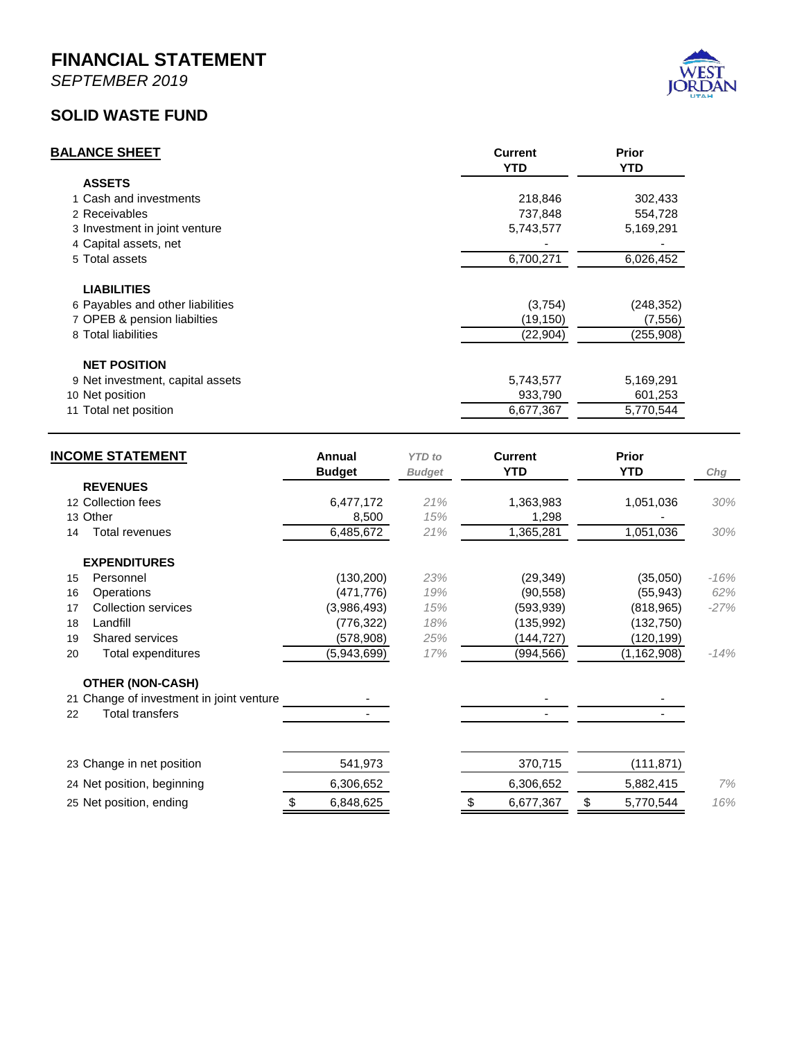# FINANCIAL STATEMENT

*SEPTEMBER 2019*

## SOLID WASTE FUND

| **BALANCE SHEET** | **Current YTD** | **Prior YTD** |
|---|---|---|
| **ASSETS** | | |
| 1 Cash and investments | 218,846 | 302,433 |
| 2 Receivables | 737,848 | 554,728 |
| 3 Investment in joint venture | 5,743,577 | 5,169,291 |
| 4 Capital assets, net | - | - |
| 5 Total assets | 6,700,271 | 6,026,452 |
| **LIABILITIES** | | |
| 6 Payables and other liabilities | (3,754) | (248,352) |
| 7 OPEB & pension liabilties | (19,150) | (7,556) |
| 8 Total liabilities | (22,904) | (255,908) |
| **NET POSITION** | | |
| 9 Net investment, capital assets | 5,743,577 | 5,169,291 |
| 10 Net position | 933,790 | 601,253 |
| 11 Total net position | 6,677,367 | 5,770,544 |

| **INCOME STATEMENT** | **Annual Budget** | *YTD to Budget* | **Current YTD** | **Prior YTD** | *Chg* |
|---|---|---|---|---|---|
| **REVENUES** | | | | | |
| 12 Collection fees | 6,477,172 | *21%* | 1,363,983 | 1,051,036 | *30%* |
| 13 Other | 8,500 | *15%* | 1,298 | - | |
| 14 Total revenues | 6,485,672 | *21%* | 1,365,281 | 1,051,036 | *30%* |
| **EXPENDITURES** | | | | | |
| 15 Personnel | (130,200) | *23%* | (29,349) | (35,050) | *-16%* |
| 16 Operations | (471,776) | *19%* | (90,558) | (55,943) | *62%* |
| 17 Collection services | (3,986,493) | *15%* | (593,939) | (818,965) | *-27%* |
| 18 Landfill | (776,322) | *18%* | (135,992) | (132,750) | |
| 19 Shared services | (578,908) | *25%* | (144,727) | (120,199) | |
| 20 Total expenditures | (5,943,699) | *17%* | (994,566) | (1,162,908) | *-14%* |
| **OTHER (NON-CASH)** | | | | | |
| 21 Change of investment in joint venture | - | | - | - | |
| 22 Total transfers | - | | - | - | |
| 23 Change in net position | 541,973 | | 370,715 | (111,871) | |
| 24 Net position, beginning | 6,306,652 | | 6,306,652 | 5,882,415 | *7%* |
| 25 Net position, ending | $ 6,848,625 | | $ 6,677,367 | $ 5,770,544 | *16%* |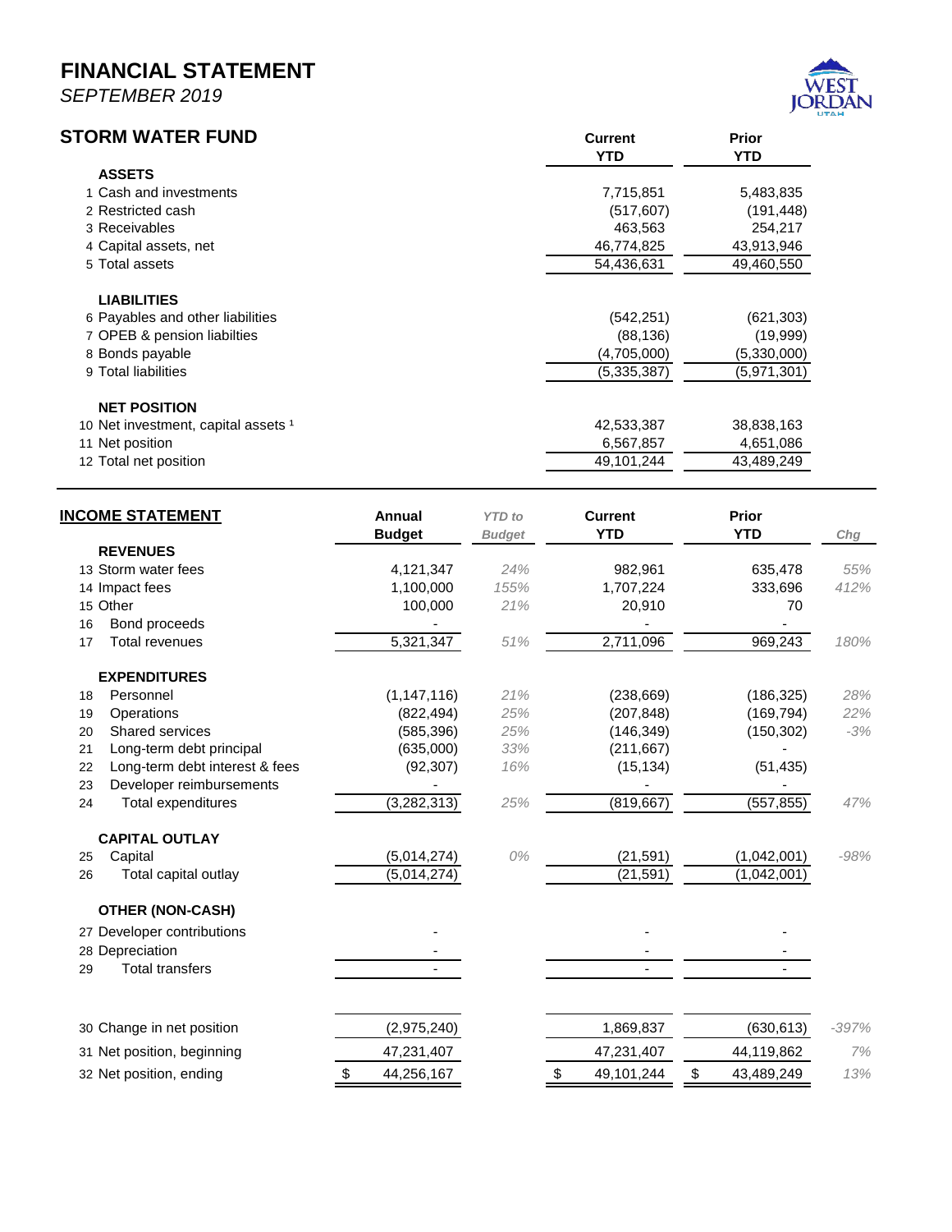# FINANCIAL STATEMENT

*SEPTEMBER 2019*

## STORM WATER FUND

| | | Current YTD | Prior YTD |
|---|---|---|---|
| | **ASSETS** | | |
| 1 | Cash and investments | 7,715,851 | 5,483,835 |
| 2 | Restricted cash | (517,607) | (191,448) |
| 3 | Receivables | 463,563 | 254,217 |
| 4 | Capital assets, net | 46,774,825 | 43,913,946 |
| 5 | Total assets | 54,436,631 | 49,460,550 |
| | **LIABILITIES** | | |
| 6 | Payables and other liabilities | (542,251) | (621,303) |
| 7 | OPEB & pension liabilties | (88,136) | (19,999) |
| 8 | Bonds payable | (4,705,000) | (5,330,000) |
| 9 | Total liabilities | (5,335,387) | (5,971,301) |
| | **NET POSITION** | | |
| 10 | Net investment, capital assets [1] | 42,533,387 | 38,838,163 |
| 11 | Net position | 6,567,857 | 4,651,086 |
| 12 | Total net position | 49,101,244 | 43,489,249 |

## INCOME STATEMENT

| | | Annual Budget | *YTD to Budget* | Current YTD | Prior YTD | *Chg* |
|---|---|---|---|---|---|---|
| | **REVENUES** | | | | | |
| 13 | Storm water fees | 4,121,347 | *24%* | 982,961 | 635,478 | *55%* |
| 14 | Impact fees | 1,100,000 | *155%* | 1,707,224 | 333,696 | *412%* |
| 15 | Other | 100,000 | *21%* | 20,910 | 70 | |
| 16 | Bond proceeds | - | | - | - | |
| 17 | Total revenues | 5,321,347 | *51%* | 2,711,096 | 969,243 | *180%* |
| | **EXPENDITURES** | | | | | |
| 18 | Personnel | (1,147,116) | *21%* | (238,669) | (186,325) | *28%* |
| 19 | Operations | (822,494) | *25%* | (207,848) | (169,794) | *22%* |
| 20 | Shared services | (585,396) | *25%* | (146,349) | (150,302) | *-3%* |
| 21 | Long-term debt principal | (635,000) | *33%* | (211,667) | - | |
| 22 | Long-term debt interest & fees | (92,307) | *16%* | (15,134) | (51,435) | |
| 23 | Developer reimbursements | - | | - | - | |
| 24 | Total expenditures | (3,282,313) | *25%* | (819,667) | (557,855) | *47%* |
| | **CAPITAL OUTLAY** | | | | | |
| 25 | Capital | (5,014,274) | *0%* | (21,591) | (1,042,001) | *-98%* |
| 26 | Total capital outlay | (5,014,274) | | (21,591) | (1,042,001) | |
| | **OTHER (NON-CASH)** | | | | | |
| 27 | Developer contributions | - | | - | - | |
| 28 | Depreciation | - | | - | - | |
| 29 | Total transfers | - | | - | - | |
| 30 | Change in net position | (2,975,240) | | 1,869,837 | (630,613) | *-397%* |
| 31 | Net position, beginning | 47,231,407 | | 47,231,407 | 44,119,862 | *7%* |
| 32 | Net position, ending | $ 44,256,167 | | $ 49,101,244 | $ 43,489,249 | *13%* |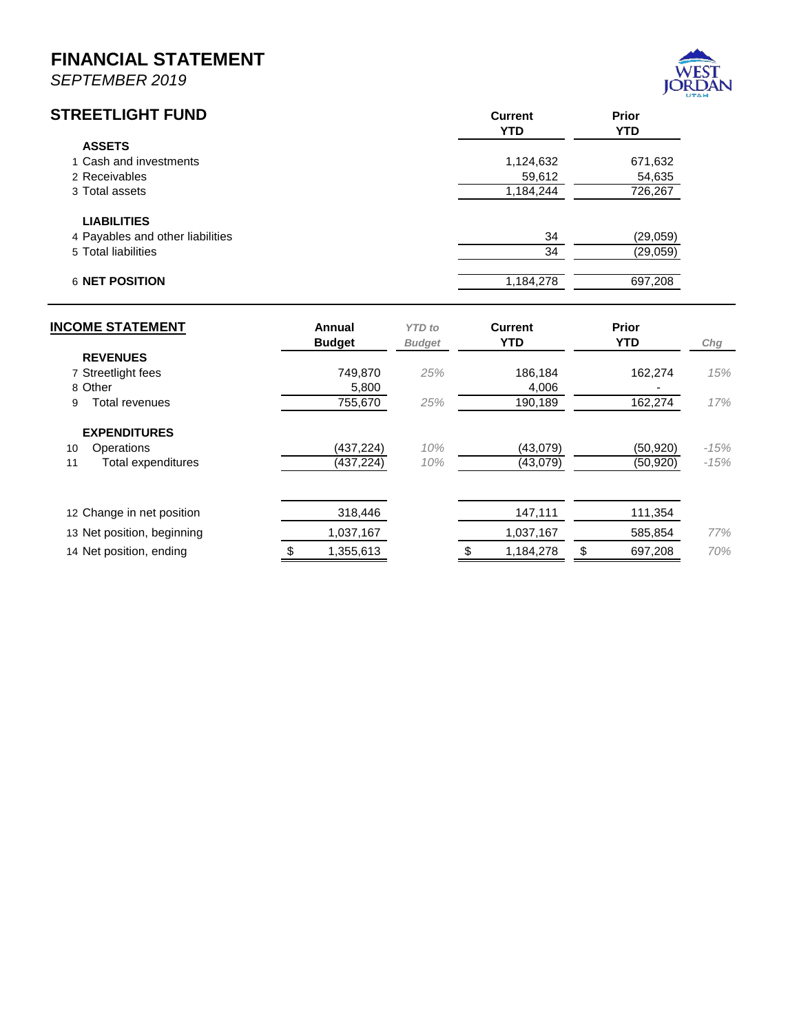# FINANCIAL STATEMENT

*SEPTEMBER 2019*

## STREETLIGHT FUND

| | | Current YTD | Prior YTD |
|---|---|---|---|
| | **ASSETS** | | |
| 1 | Cash and investments | 1,124,632 | 671,632 |
| 2 | Receivables | 59,612 | 54,635 |
| 3 | Total assets | 1,184,244 | 726,267 |
| | **LIABILITIES** | | |
| 4 | Payables and other liabilities | 34 | (29,059) |
| 5 | Total liabilities | 34 | (29,059) |
| 6 | **NET POSITION** | 1,184,278 | 697,208 |

## INCOME STATEMENT

| | | Annual Budget | *YTD to Budget* | Current YTD | Prior YTD | *Chg* |
|---|---|---|---|---|---|---|
| | **REVENUES** | | | | | |
| 7 | Streetlight fees | 749,870 | *25%* | 186,184 | 162,274 | *15%* |
| 8 | Other | 5,800 | | 4,006 | - | |
| 9 | Total revenues | 755,670 | *25%* | 190,189 | 162,274 | *17%* |
| | **EXPENDITURES** | | | | | |
| 10 | Operations | (437,224) | *10%* | (43,079) | (50,920) | *-15%* |
| 11 | Total expenditures | (437,224) | *10%* | (43,079) | (50,920) | *-15%* |
| 12 | Change in net position | 318,446 | | 147,111 | 111,354 | |
| 13 | Net position, beginning | 1,037,167 | | 1,037,167 | 585,854 | *77%* |
| 14 | Net position, ending | $ 1,355,613 | | $ 1,184,278 | $ 697,208 | *70%* |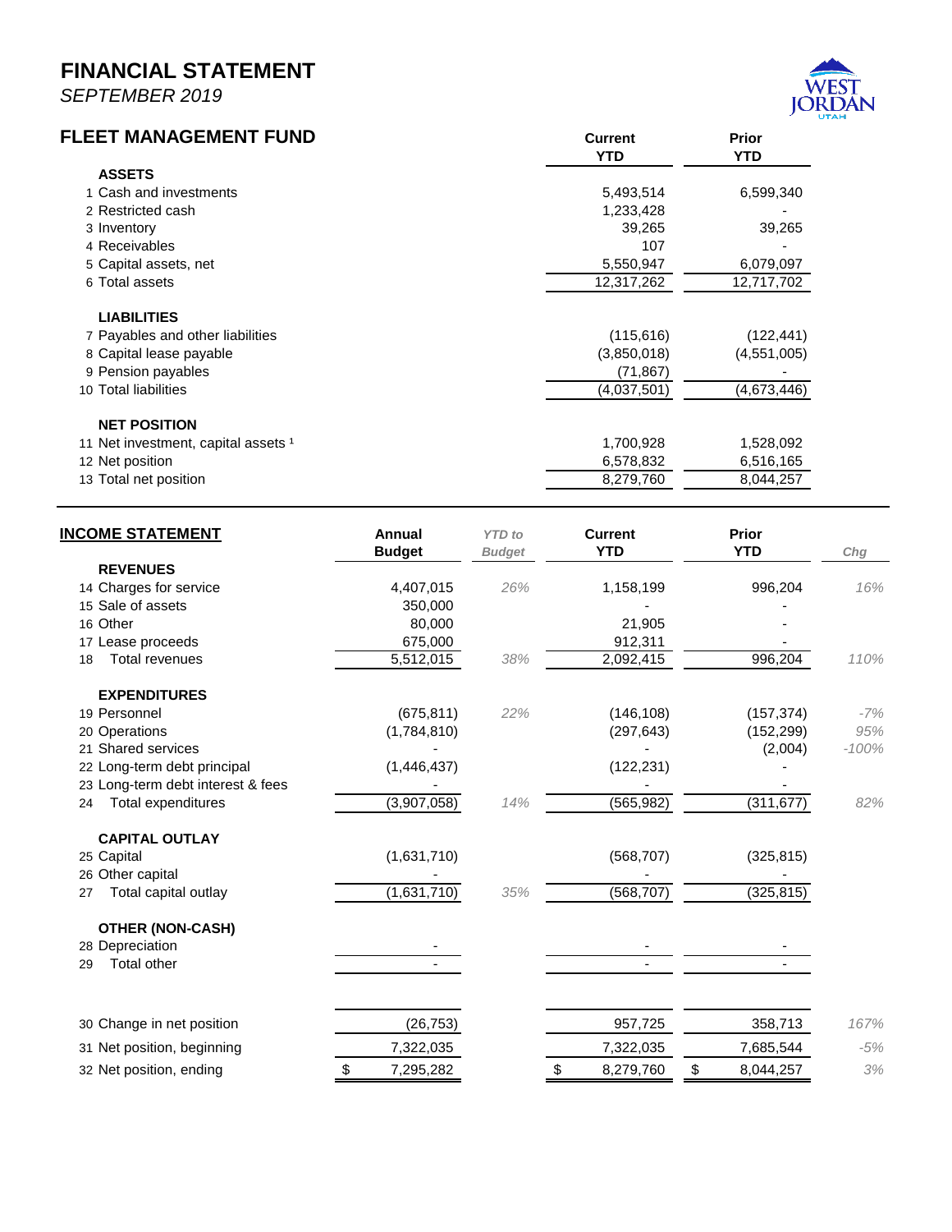# FINANCIAL STATEMENT

*SEPTEMBER 2019*

## FLEET MANAGEMENT FUND

| | | Current YTD | Prior YTD |
|---|---|---|---|
| | **ASSETS** | | |
| 1 | Cash and investments | 5,493,514 | 6,599,340 |
| 2 | Restricted cash | 1,233,428 | - |
| 3 | Inventory | 39,265 | 39,265 |
| 4 | Receivables | 107 | - |
| 5 | Capital assets, net | 5,550,947 | 6,079,097 |
| 6 | Total assets | 12,317,262 | 12,717,702 |
| | **LIABILITIES** | | |
| 7 | Payables and other liabilities | (115,616) | (122,441) |
| 8 | Capital lease payable | (3,850,018) | (4,551,005) |
| 9 | Pension payables | (71,867) | - |
| 10 | Total liabilities | (4,037,501) | (4,673,446) |
| | **NET POSITION** | | |
| 11 | Net investment, capital assets [1] | 1,700,928 | 1,528,092 |
| 12 | Net position | 6,578,832 | 6,516,165 |
| 13 | Total net position | 8,279,760 | 8,044,257 |

## INCOME STATEMENT

| | | Annual Budget | *YTD to Budget* | Current YTD | Prior YTD | *Chg* |
|---|---|---|---|---|---|---|
| | **REVENUES** | | | | | |
| 14 | Charges for service | 4,407,015 | *26%* | 1,158,199 | 996,204 | *16%* |
| 15 | Sale of assets | 350,000 | | - | - | |
| 16 | Other | 80,000 | | 21,905 | - | |
| 17 | Lease proceeds | 675,000 | | 912,311 | - | |
| 18 | Total revenues | 5,512,015 | *38%* | 2,092,415 | 996,204 | *110%* |
| | **EXPENDITURES** | | | | | |
| 19 | Personnel | (675,811) | *22%* | (146,108) | (157,374) | *-7%* |
| 20 | Operations | (1,784,810) | | (297,643) | (152,299) | *95%* |
| 21 | Shared services | - | | - | (2,004) | *-100%* |
| 22 | Long-term debt principal | (1,446,437) | | (122,231) | - | |
| 23 | Long-term debt interest & fees | - | | - | - | |
| 24 | Total expenditures | (3,907,058) | *14%* | (565,982) | (311,677) | *82%* |
| | **CAPITAL OUTLAY** | | | | | |
| 25 | Capital | (1,631,710) | | (568,707) | (325,815) | |
| 26 | Other capital | - | | - | - | |
| 27 | Total capital outlay | (1,631,710) | *35%* | (568,707) | (325,815) | |
| | **OTHER (NON-CASH)** | | | | | |
| 28 | Depreciation | - | | - | - | |
| 29 | Total other | - | | - | - | |
| 30 | Change in net position | (26,753) | | 957,725 | 358,713 | *167%* |
| 31 | Net position, beginning | 7,322,035 | | 7,322,035 | 7,685,544 | *-5%* |
| 32 | Net position, ending | $ 7,295,282 | | $ 8,279,760 | $ 8,044,257 | *3%* |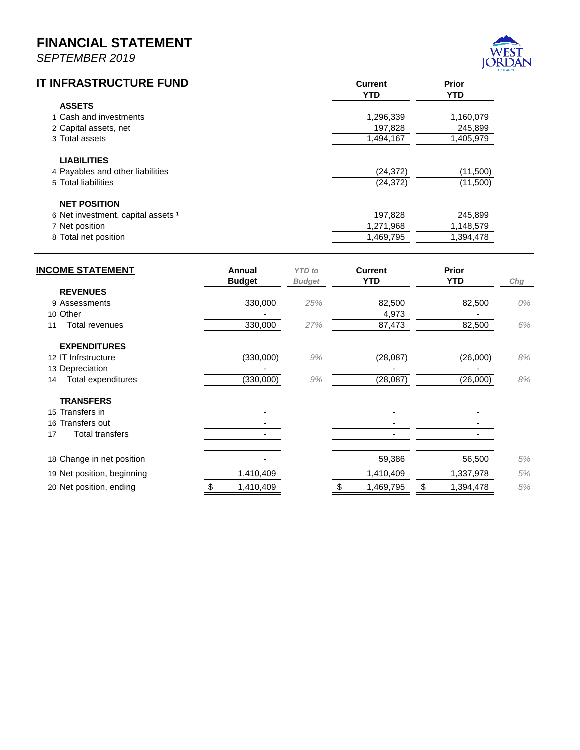# FINANCIAL STATEMENT

*SEPTEMBER 2019*

## IT INFRASTRUCTURE FUND

| | Current YTD | Prior YTD |
|---|---|---|
| **ASSETS** | | |
| 1 Cash and investments | 1,296,339 | 1,160,079 |
| 2 Capital assets, net | 197,828 | 245,899 |
| 3 Total assets | 1,494,167 | 1,405,979 |
| **LIABILITIES** | | |
| 4 Payables and other liabilities | (24,372) | (11,500) |
| 5 Total liabilities | (24,372) | (11,500) |
| **NET POSITION** | | |
| 6 Net investment, capital assets [1] | 197,828 | 245,899 |
| 7 Net position | 1,271,968 | 1,148,579 |
| 8 Total net position | 1,469,795 | 1,394,478 |

| INCOME STATEMENT | Annual Budget | *YTD to Budget* | Current YTD | Prior YTD | *Chg* |
|---|---|---|---|---|---|
| **REVENUES** | | | | | |
| 9 Assessments | 330,000 | *25%* | 82,500 | 82,500 | *0%* |
| 10 Other | - | | 4,973 | - | |
| 11 Total revenues | 330,000 | *27%* | 87,473 | 82,500 | *6%* |
| **EXPENDITURES** | | | | | |
| 12 IT Infrstructure | (330,000) | *9%* | (28,087) | (26,000) | *8%* |
| 13 Depreciation | - | | - | - | |
| 14 Total expenditures | (330,000) | *9%* | (28,087) | (26,000) | *8%* |
| **TRANSFERS** | | | | | |
| 15 Transfers in | - | | - | - | |
| 16 Transfers out | - | | - | - | |
| 17 Total transfers | - | | - | - | |
| 18 Change in net position | - | | 59,386 | 56,500 | *5%* |
| 19 Net position, beginning | 1,410,409 | | 1,410,409 | 1,337,978 | *5%* |
| 20 Net position, ending | $ 1,410,409 | | $ 1,469,795 | $ 1,394,478 | *5%* |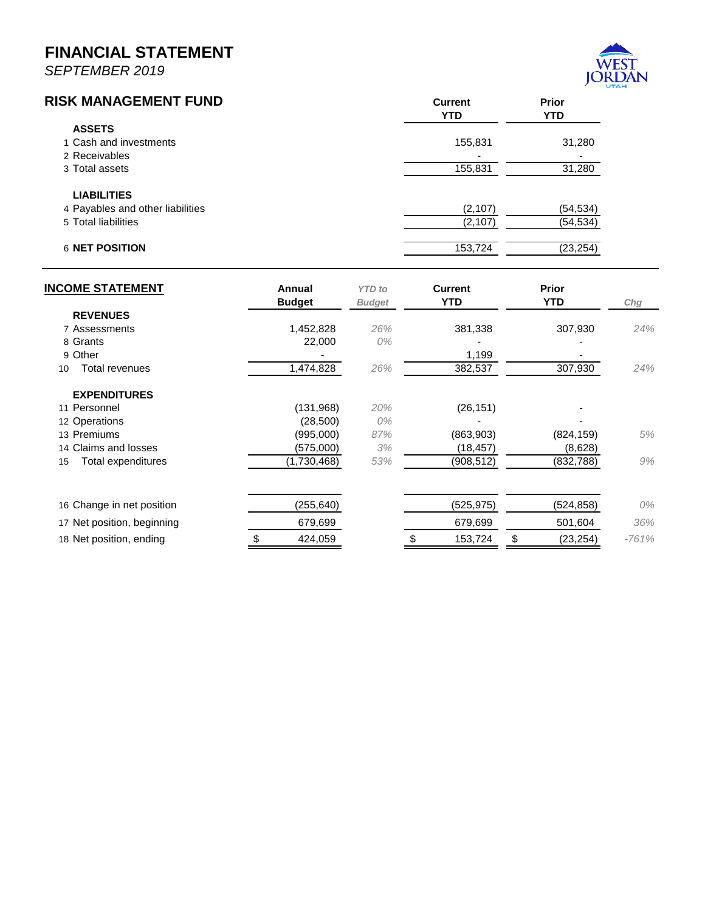# FINANCIAL STATEMENT

*SEPTEMBER 2019*

## RISK MANAGEMENT FUND

| | | Current YTD | Prior YTD |
|---|---|---|---|
| | **ASSETS** | | |
| 1 | Cash and investments | 155,831 | 31,280 |
| 2 | Receivables | - | - |
| 3 | Total assets | 155,831 | 31,280 |
| | **LIABILITIES** | | |
| 4 | Payables and other liabilities | (2,107) | (54,534) |
| 5 | Total liabilities | (2,107) | (54,534) |
| 6 | **NET POSITION** | 153,724 | (23,254) |

## INCOME STATEMENT

| | | Annual Budget | *YTD to Budget* | Current YTD | Prior YTD | *Chg* |
|---|---|---|---|---|---|---|
| | **REVENUES** | | | | | |
| 7 | Assessments | 1,452,828 | *26%* | 381,338 | 307,930 | *24%* |
| 8 | Grants | 22,000 | *0%* | - | - | |
| 9 | Other | - | | 1,199 | - | |
| 10 | Total revenues | 1,474,828 | *26%* | 382,537 | 307,930 | *24%* |
| | **EXPENDITURES** | | | | | |
| 11 | Personnel | (131,968) | *20%* | (26,151) | - | |
| 12 | Operations | (28,500) | *0%* | - | - | |
| 13 | Premiums | (995,000) | *87%* | (863,903) | (824,159) | *5%* |
| 14 | Claims and losses | (575,000) | *3%* | (18,457) | (8,628) | |
| 15 | Total expenditures | (1,730,468) | *53%* | (908,512) | (832,788) | *9%* |
| 16 | Change in net position | (255,640) | | (525,975) | (524,858) | *0%* |
| 17 | Net position, beginning | 679,699 | | 679,699 | 501,604 | *36%* |
| 18 | Net position, ending | $ 424,059 | | $ 153,724 | $ (23,254) | *-761%* |